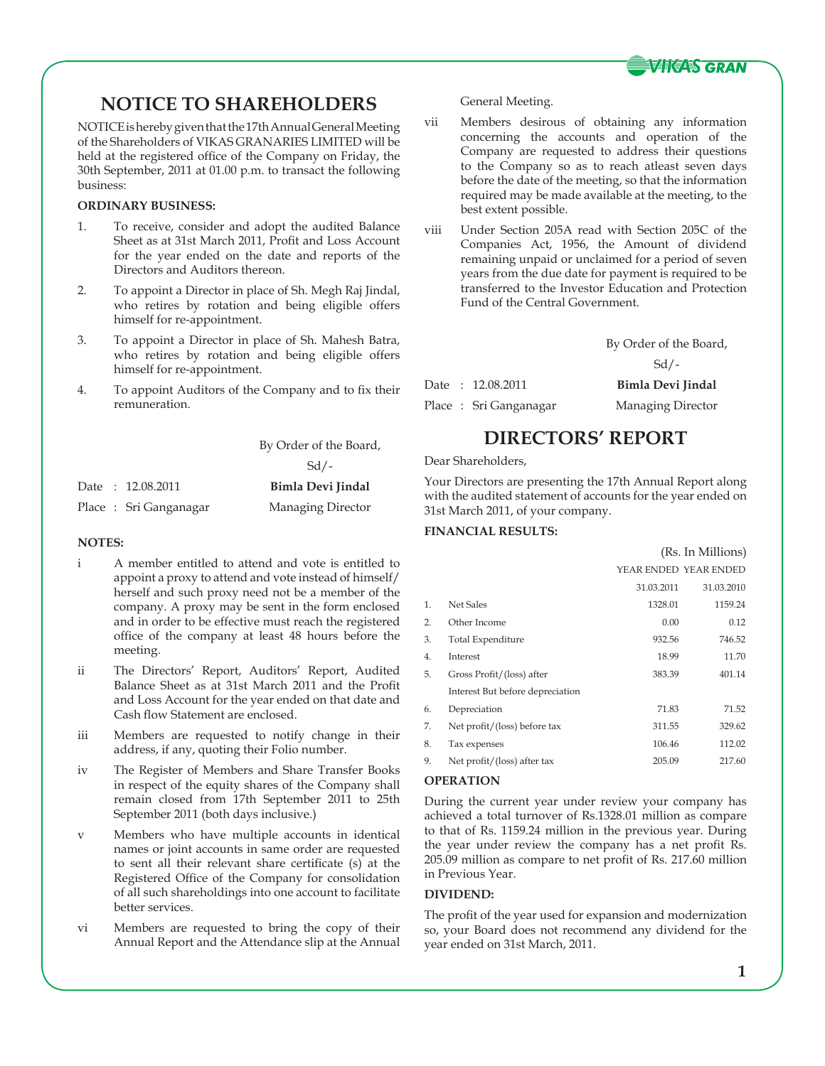# NOTICE TO SHAREHOLDERS

NOTICE is hereby given that the 17th Annual General Meeting of the Shareholders of VIKAS GRANARIES LIMITED will be held at the registered office of the Company on Friday, the 30th September, 2011 at 01.00 p.m. to transact the following business:

**ORDINARY BUSINESS:**

1. To receive, consider and adopt the audited Balance Sheet as at 31st March 2011, Profit and Loss Account for the year ended on the date and reports of the Directors and Auditors thereon.
2. To appoint a Director in place of Sh. Megh Raj Jindal, who retires by rotation and being eligible offers himself for re-appointment.
3. To appoint a Director in place of Sh. Mahesh Batra, who retires by rotation and being eligible offers himself for re-appointment.
4. To appoint Auditors of the Company and to fix their remuneration.

By Order of the Board,

Sd/-

Date : 12.08.2011 **Bimla Devi Jindal**

Place : Sri Ganganagar Managing Director

**NOTES:**

i A member entitled to attend and vote is entitled to appoint a proxy to attend and vote instead of himself/herself and such proxy need not be a member of the company. A proxy may be sent in the form enclosed and in order to be effective must reach the registered office of the company at least 48 hours before the meeting.

ii The Directors' Report, Auditors' Report, Audited Balance Sheet as at 31st March 2011 and the Profit and Loss Account for the year ended on that date and Cash flow Statement are enclosed.

iii Members are requested to notify change in their address, if any, quoting their Folio number.

iv The Register of Members and Share Transfer Books in respect of the equity shares of the Company shall remain closed from 17th September 2011 to 25th September 2011 (both days inclusive.)

v Members who have multiple accounts in identical names or joint accounts in same order are requested to sent all their relevant share certificate (s) at the Registered Office of the Company for consolidation of all such shareholdings into one account to facilitate better services.

vi Members are requested to bring the copy of their Annual Report and the Attendance slip at the Annual General Meeting.

vii Members desirous of obtaining any information concerning the accounts and operation of the Company are requested to address their questions to the Company so as to reach atleast seven days before the date of the meeting, so that the information required may be made available at the meeting, to the best extent possible.

viii Under Section 205A read with Section 205C of the Companies Act, 1956, the Amount of dividend remaining unpaid or unclaimed for a period of seven years from the due date for payment is required to be transferred to the Investor Education and Protection Fund of the Central Government.

By Order of the Board,

Sd/-

Date : 12.08.2011 **Bimla Devi Jindal**

Place : Sri Ganganagar Managing Director

# DIRECTORS' REPORT

Dear Shareholders,

Your Directors are presenting the 17th Annual Report along with the audited statement of accounts for the year ended on 31st March 2011, of your company.

**FINANCIAL RESULTS:**

(Rs. In Millions)

| | | YEAR ENDED 31.03.2011 | YEAR ENDED 31.03.2010 |
|---|---|---|---|
| 1. | Net Sales | 1328.01 | 1159.24 |
| 2. | Other Income | 0.00 | 0.12 |
| 3. | Total Expenditure | 932.56 | 746.52 |
| 4. | Interest | 18.99 | 11.70 |
| 5. | Gross Profit/(loss) after Interest But before depreciation | 383.39 | 401.14 |
| 6. | Depreciation | 71.83 | 71.52 |
| 7. | Net profit/(loss) before tax | 311.55 | 329.62 |
| 8. | Tax expenses | 106.46 | 112.02 |
| 9. | Net profit/(loss) after tax | 205.09 | 217.60 |

**OPERATION**

During the current year under review your company has achieved a total turnover of Rs.1328.01 million as compare to that of Rs. 1159.24 million in the previous year. During the year under review the company has a net profit Rs. 205.09 million as compare to net profit of Rs. 217.60 million in Previous Year.

**DIVIDEND:**

The profit of the year used for expansion and modernization so, your Board does not recommend any dividend for the year ended on 31st March, 2011.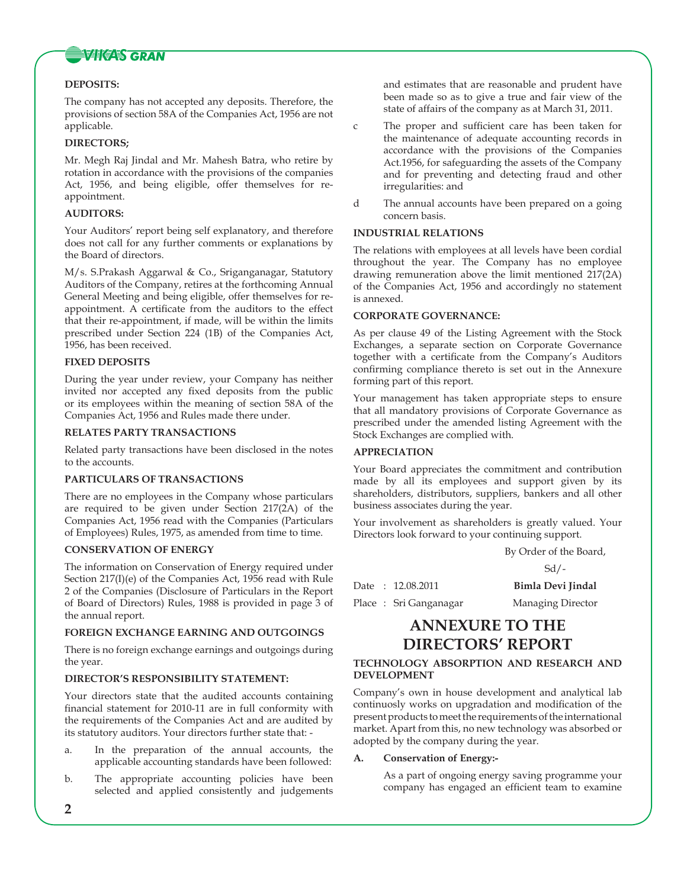**DEPOSITS:**

The company has not accepted any deposits. Therefore, the provisions of section 58A of the Companies Act, 1956 are not applicable.

**DIRECTORS;**

Mr. Megh Raj Jindal and Mr. Mahesh Batra, who retire by rotation in accordance with the provisions of the companies Act, 1956, and being eligible, offer themselves for re-appointment.

**AUDITORS:**

Your Auditors' report being self explanatory, and therefore does not call for any further comments or explanations by the Board of directors.

M/s. S.Prakash Aggarwal & Co., Sriganganagar, Statutory Auditors of the Company, retires at the forthcoming Annual General Meeting and being eligible, offer themselves for re-appointment. A certificate from the auditors to the effect that their re-appointment, if made, will be within the limits prescribed under Section 224 (1B) of the Companies Act, 1956, has been received.

**FIXED DEPOSITS**

During the year under review, your Company has neither invited nor accepted any fixed deposits from the public or its employees within the meaning of section 58A of the Companies Act, 1956 and Rules made there under.

**RELATES PARTY TRANSACTIONS**

Related party transactions have been disclosed in the notes to the accounts.

**PARTICULARS OF TRANSACTIONS**

There are no employees in the Company whose particulars are required to be given under Section 217(2A) of the Companies Act, 1956 read with the Companies (Particulars of Employees) Rules, 1975, as amended from time to time.

**CONSERVATION OF ENERGY**

The information on Conservation of Energy required under Section 217(I)(e) of the Companies Act, 1956 read with Rule 2 of the Companies (Disclosure of Particulars in the Report of Board of Directors) Rules, 1988 is provided in page 3 of the annual report.

**FOREIGN EXCHANGE EARNING AND OUTGOINGS**

There is no foreign exchange earnings and outgoings during the year.

**DIRECTOR'S RESPONSIBILITY STATEMENT:**

Your directors state that the audited accounts containing financial statement for 2010-11 are in full conformity with the requirements of the Companies Act and are audited by its statutory auditors. Your directors further state that: -

a. In the preparation of the annual accounts, the applicable accounting standards have been followed:

b. The appropriate accounting policies have been selected and applied consistently and judgements and estimates that are reasonable and prudent have been made so as to give a true and fair view of the state of affairs of the company as at March 31, 2011.

c The proper and sufficient care has been taken for the maintenance of adequate accounting records in accordance with the provisions of the Companies Act.1956, for safeguarding the assets of the Company and for preventing and detecting fraud and other irregularities: and

d The annual accounts have been prepared on a going concern basis.

**INDUSTRIAL RELATIONS**

The relations with employees at all levels have been cordial throughout the year. The Company has no employee drawing remuneration above the limit mentioned 217(2A) of the Companies Act, 1956 and accordingly no statement is annexed.

**CORPORATE GOVERNANCE:**

As per clause 49 of the Listing Agreement with the Stock Exchanges, a separate section on Corporate Governance together with a certificate from the Company's Auditors confirming compliance thereto is set out in the Annexure forming part of this report.

Your management has taken appropriate steps to ensure that all mandatory provisions of Corporate Governance as prescribed under the amended listing Agreement with the Stock Exchanges are complied with.

**APPRECIATION**

Your Board appreciates the commitment and contribution made by all its employees and support given by its shareholders, distributors, suppliers, bankers and all other business associates during the year.

Your involvement as shareholders is greatly valued. Your Directors look forward to your continuing support.

By Order of the Board,

Sd/-

Date : 12.08.2011 **Bimla Devi Jindal**

Place : Sri Ganganagar Managing Director

# ANNEXURE TO THE DIRECTORS' REPORT

**TECHNOLOGY ABSORPTION AND RESEARCH AND DEVELOPMENT**

Company's own in house development and analytical lab continuosly works on upgradation and modification of the present products to meet the requirements of the international market. Apart from this, no new technology was absorbed or adopted by the company during the year.

**A. Conservation of Energy:-**

As a part of ongoing energy saving programme your company has engaged an efficient team to examine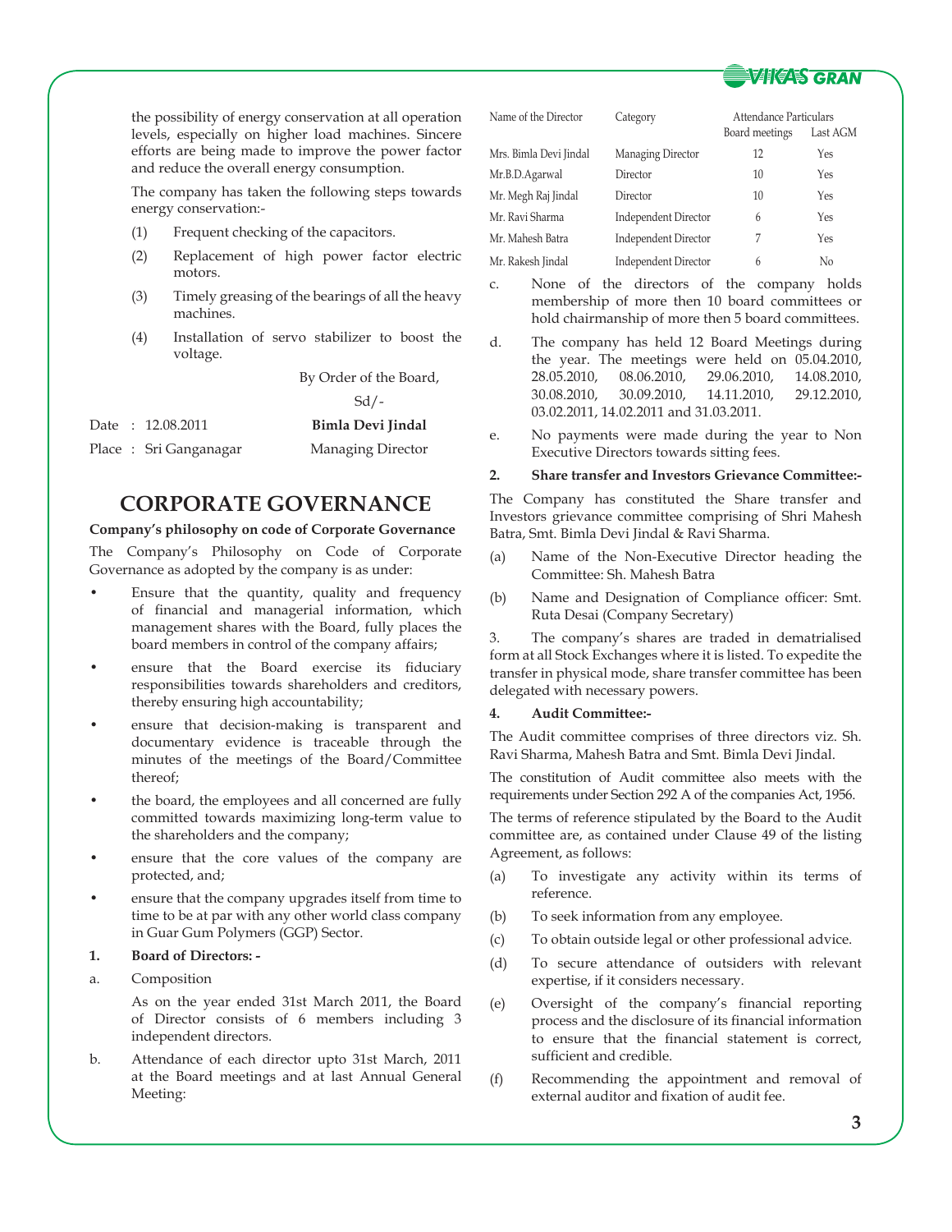the possibility of energy conservation at all operation levels, especially on higher load machines. Sincere efforts are being made to improve the power factor and reduce the overall energy consumption.

The company has taken the following steps towards energy conservation:-

(1) Frequent checking of the capacitors.

(2) Replacement of high power factor electric motors.

(3) Timely greasing of the bearings of all the heavy machines.

(4) Installation of servo stabilizer to boost the voltage.

By Order of the Board,

Sd/-

Date : 12.08.2011 **Bimla Devi Jindal**

Place : Sri Ganganagar Managing Director

# CORPORATE GOVERNANCE

**Company's philosophy on code of Corporate Governance**

The Company's Philosophy on Code of Corporate Governance as adopted by the company is as under:

- Ensure that the quantity, quality and frequency of financial and managerial information, which management shares with the Board, fully places the board members in control of the company affairs;
- ensure that the Board exercise its fiduciary responsibilities towards shareholders and creditors, thereby ensuring high accountability;
- ensure that decision-making is transparent and documentary evidence is traceable through the minutes of the meetings of the Board/Committee thereof;
- the board, the employees and all concerned are fully committed towards maximizing long-term value to the shareholders and the company;
- ensure that the core values of the company are protected, and;
- ensure that the company upgrades itself from time to time to be at par with any other world class company in Guar Gum Polymers (GGP) Sector.

**1. Board of Directors: -**

a. Composition

As on the year ended 31st March 2011, the Board of Director consists of 6 members including 3 independent directors.

b. Attendance of each director upto 31st March, 2011 at the Board meetings and at last Annual General Meeting:

| Name of the Director | Category | Attendance Particulars | |
|---|---|---|---|
| | | Board meetings | Last AGM |
| Mrs. Bimla Devi Jindal | Managing Director | 12 | Yes |
| Mr.B.D.Agarwal | Director | 10 | Yes |
| Mr. Megh Raj Jindal | Director | 10 | Yes |
| Mr. Ravi Sharma | Independent Director | 6 | Yes |
| Mr. Mahesh Batra | Independent Director | 7 | Yes |
| Mr. Rakesh Jindal | Independent Director | 6 | No |

c. None of the directors of the company holds membership of more then 10 board committees or hold chairmanship of more then 5 board committees.

d. The company has held 12 Board Meetings during the year. The meetings were held on 05.04.2010, 28.05.2010, 08.06.2010, 29.06.2010, 14.08.2010, 30.08.2010, 30.09.2010, 14.11.2010, 29.12.2010, 03.02.2011, 14.02.2011 and 31.03.2011.

e. No payments were made during the year to Non Executive Directors towards sitting fees.

**2. Share transfer and Investors Grievance Committee:-**

The Company has constituted the Share transfer and Investors grievance committee comprising of Shri Mahesh Batra, Smt. Bimla Devi Jindal & Ravi Sharma.

(a) Name of the Non-Executive Director heading the Committee: Sh. Mahesh Batra

(b) Name and Designation of Compliance officer: Smt. Ruta Desai (Company Secretary)

3. The company's shares are traded in dematrialised form at all Stock Exchanges where it is listed. To expedite the transfer in physical mode, share transfer committee has been delegated with necessary powers.

**4. Audit Committee:-**

The Audit committee comprises of three directors viz. Sh. Ravi Sharma, Mahesh Batra and Smt. Bimla Devi Jindal.

The constitution of Audit committee also meets with the requirements under Section 292 A of the companies Act, 1956.

The terms of reference stipulated by the Board to the Audit committee are, as contained under Clause 49 of the listing Agreement, as follows:

(a) To investigate any activity within its terms of reference.

(b) To seek information from any employee.

(c) To obtain outside legal or other professional advice.

(d) To secure attendance of outsiders with relevant expertise, if it considers necessary.

(e) Oversight of the company's financial reporting process and the disclosure of its financial information to ensure that the financial statement is correct, sufficient and credible.

(f) Recommending the appointment and removal of external auditor and fixation of audit fee.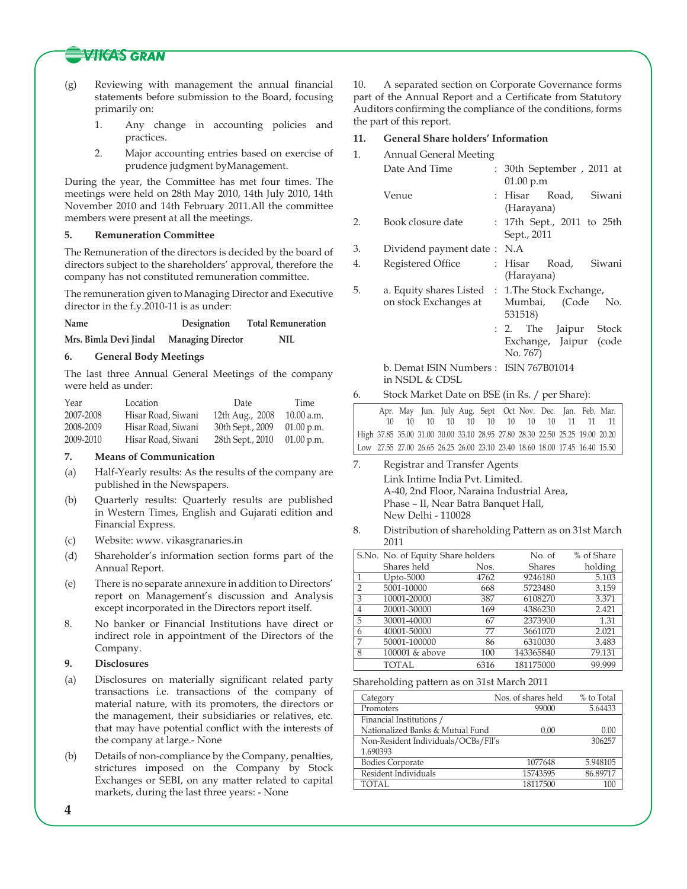(g) Reviewing with management the annual financial statements before submission to the Board, focusing primarily on:

1. Any change in accounting policies and practices.
2. Major accounting entries based on exercise of prudence judgment byManagement.

During the year, the Committee has met four times. The meetings were held on 28th May 2010, 14th July 2010, 14th November 2010 and 14th February 2011.All the committee members were present at all the meetings.

**5. Remuneration Committee**

The Remuneration of the directors is decided by the board of directors subject to the shareholders' approval, therefore the company has not constituted remuneration committee.

The remuneration given to Managing Director and Executive director in the f.y.2010-11 is as under:

| Name | Designation | Total Remuneration |
|---|---|---|
| Mrs. Bimla Devi Jindal | Managing Director | NIL |

**6. General Body Meetings**

The last three Annual General Meetings of the company were held as under:

| Year | Location | Date | Time |
|---|---|---|---|
| 2007-2008 | Hisar Road, Siwani | 12th Aug., 2008 | 10.00 a.m. |
| 2008-2009 | Hisar Road, Siwani | 30th Sept., 2009 | 01.00 p.m. |
| 2009-2010 | Hisar Road, Siwani | 28th Sept., 2010 | 01.00 p.m. |

**7. Means of Communication**

(a) Half-Yearly results: As the results of the company are published in the Newspapers.

(b) Quarterly results: Quarterly results are published in Western Times, English and Gujarati edition and Financial Express.

(c) Website: www. vikasgranaries.in

(d) Shareholder's information section forms part of the Annual Report.

(e) There is no separate annexure in addition to Directors' report on Management's discussion and Analysis except incorporated in the Directors report itself.

8. No banker or Financial Institutions have direct or indirect role in appointment of the Directors of the Company.

**9. Disclosures**

(a) Disclosures on materially significant related party transactions i.e. transactions of the company of material nature, with its promoters, the directors or the management, their subsidiaries or relatives, etc. that may have potential conflict with the interests of the company at large.- None

(b) Details of non-compliance by the Company, penalties, strictures imposed on the Company by Stock Exchanges or SEBI, on any matter related to capital markets, during the last three years: - None

10. A separated section on Corporate Governance forms part of the Annual Report and a Certificate from Statutory Auditors confirming the compliance of the conditions, forms the part of this report.

**11. General Share holders' Information**

1. Annual General Meeting
   - Date And Time : 30th September , 2011 at 01.00 p.m
   - Venue : Hisar Road, Siwani (Harayana)
2. Book closure date : 17th Sept., 2011 to 25th Sept., 2011
3. Dividend payment date : N.A
4. Registered Office : Hisar Road, Siwani (Harayana)
5. a. Equity shares Listed on stock Exchanges at : 1.The Stock Exchange, Mumbai, (Code No. 531518)
   : 2. The Jaipur Stock Exchange, Jaipur (code No. 767)

   b. Demat ISIN Numbers in NSDL & CDSL : ISIN 767B01014
6. Stock Market Date on BSE (in Rs. / per Share):

| | Apr. 10 | May 10 | Jun. 10 | July 10 | Aug. 10 | Sept 10 | Oct 10 | Nov. 10 | Dec. 10 | Jan. 11 | Feb. 11 | Mar. 11 |
|---|---|---|---|---|---|---|---|---|---|---|---|---|
| High | 37.85 | 35.00 | 31.00 | 30.00 | 33.10 | 28.95 | 27.80 | 28.30 | 22.50 | 25.25 | 19.00 | 20.20 |
| Low | 27.55 | 27.00 | 26.65 | 26.25 | 26.00 | 23.10 | 23.40 | 18.60 | 18.00 | 17.45 | 16.40 | 15.50 |

7. Registrar and Transfer Agents

   Link Intime India Pvt. Limited.
   A-40, 2nd Floor, Naraina Industrial Area,
   Phase – II, Near Batra Banquet Hall,
   New Delhi - 110028

8. Distribution of shareholding Pattern as on 31st March 2011

| S.No. | No. of Equity Shares held | Share holders Nos. | No. of Shares | % of Share holding |
|---|---|---|---|---|
| 1 | Upto-5000 | 4762 | 9246180 | 5.103 |
| 2 | 5001-10000 | 668 | 5723480 | 3.159 |
| 3 | 10001-20000 | 387 | 6108270 | 3.371 |
| 4 | 20001-30000 | 169 | 4386230 | 2.421 |
| 5 | 30001-40000 | 67 | 2373900 | 1.31 |
| 6 | 40001-50000 | 77 | 3661070 | 2.021 |
| 7 | 50001-100000 | 86 | 6310030 | 3.483 |
| 8 | 100001 & above | 100 | 143365840 | 79.131 |
| | TOTAL | 6316 | 181175000 | 99.999 |

Shareholding pattern as on 31st March 2011

| Category | Nos. of shares held | % to Total |
|---|---|---|
| Promoters | 99000 | 5.64433 |
| Financial Institutions / Nationalized Banks & Mutual Fund | 0.00 | 0.00 |
| Non-Resident Individuals/OCBs/FII's 1.690393 | | 306257 |
| Bodies Corporate | 1077648 | 5.948105 |
| Resident Individuals | 15743595 | 86.89717 |
| TOTAL | 18117500 | 100 |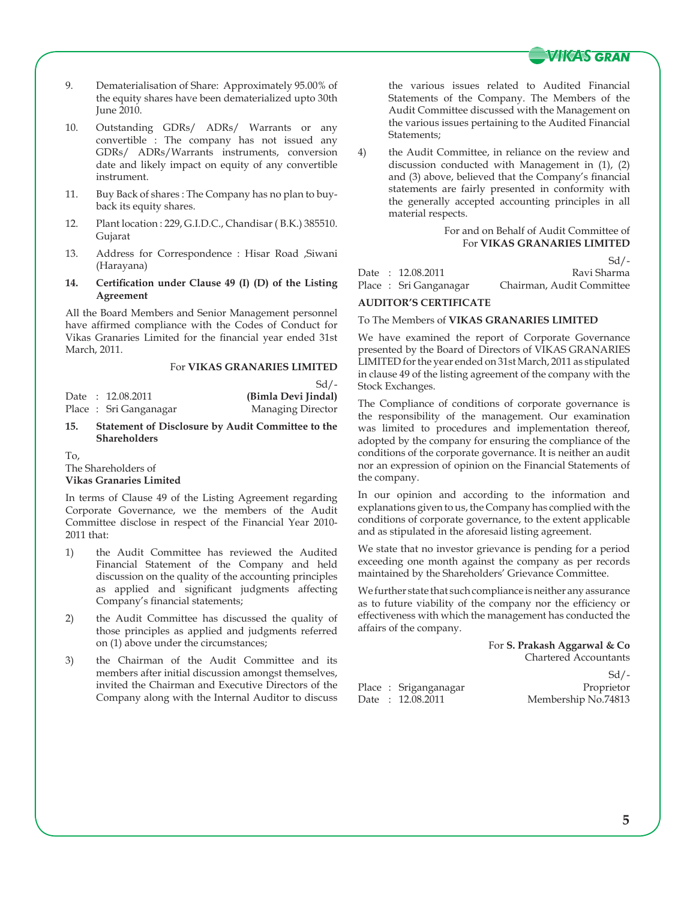9. Dematerialisation of Share: Approximately 95.00% of the equity shares have been dematerialized upto 30th June 2010.

10. Outstanding GDRs/ ADRs/ Warrants or any convertible : The company has not issued any GDRs/ ADRs/Warrants instruments, conversion date and likely impact on equity of any convertible instrument.

11. Buy Back of shares : The Company has no plan to buy-back its equity shares.

12. Plant location : 229, G.I.D.C., Chandisar ( B.K.) 385510. Gujarat

13. Address for Correspondence : Hisar Road ,Siwani (Harayana)

**14. Certification under Clause 49 (I) (D) of the Listing Agreement**

All the Board Members and Senior Management personnel have affirmed compliance with the Codes of Conduct for Vikas Granaries Limited for the financial year ended 31st March, 2011.

For **VIKAS GRANARIES LIMITED**

Sd/-

Date : 12.08.2011 **(Bimla Devi Jindal)**

Place : Sri Ganganagar Managing Director

**15. Statement of Disclosure by Audit Committee to the Shareholders**

To,
The Shareholders of
**Vikas Granaries Limited**

In terms of Clause 49 of the Listing Agreement regarding Corporate Governance, we the members of the Audit Committee disclose in respect of the Financial Year 2010-2011 that:

1) the Audit Committee has reviewed the Audited Financial Statement of the Company and held discussion on the quality of the accounting principles as applied and significant judgments affecting Company's financial statements;

2) the Audit Committee has discussed the quality of those principles as applied and judgments referred on (1) above under the circumstances;

3) the Chairman of the Audit Committee and its members after initial discussion amongst themselves, invited the Chairman and Executive Directors of the Company along with the Internal Auditor to discuss the various issues related to Audited Financial Statements of the Company. The Members of the Audit Committee discussed with the Management on the various issues pertaining to the Audited Financial Statements;

4) the Audit Committee, in reliance on the review and discussion conducted with Management in (1), (2) and (3) above, believed that the Company's financial statements are fairly presented in conformity with the generally accepted accounting principles in all material respects.

For and on Behalf of Audit Committee of
For **VIKAS GRANARIES LIMITED**

Sd/-

Date : 12.08.2011 Ravi Sharma

Place : Sri Ganganagar Chairman, Audit Committee

**AUDITOR'S CERTIFICATE**

To The Members of **VIKAS GRANARIES LIMITED**

We have examined the report of Corporate Governance presented by the Board of Directors of VIKAS GRANARIES LIMITED for the year ended on 31st March, 2011 as stipulated in clause 49 of the listing agreement of the company with the Stock Exchanges.

The Compliance of conditions of corporate governance is the responsibility of the management. Our examination was limited to procedures and implementation thereof, adopted by the company for ensuring the compliance of the conditions of the corporate governance. It is neither an audit nor an expression of opinion on the Financial Statements of the company.

In our opinion and according to the information and explanations given to us, the Company has complied with the conditions of corporate governance, to the extent applicable and as stipulated in the aforesaid listing agreement.

We state that no investor grievance is pending for a period exceeding one month against the company as per records maintained by the Shareholders' Grievance Committee.

We further state that such compliance is neither any assurance as to future viability of the company nor the efficiency or effectiveness with which the management has conducted the affairs of the company.

For **S. Prakash Aggarwal & Co**
Chartered Accountants

Sd/-

Place : Sriganganagar Proprietor

Date : 12.08.2011 Membership No.74813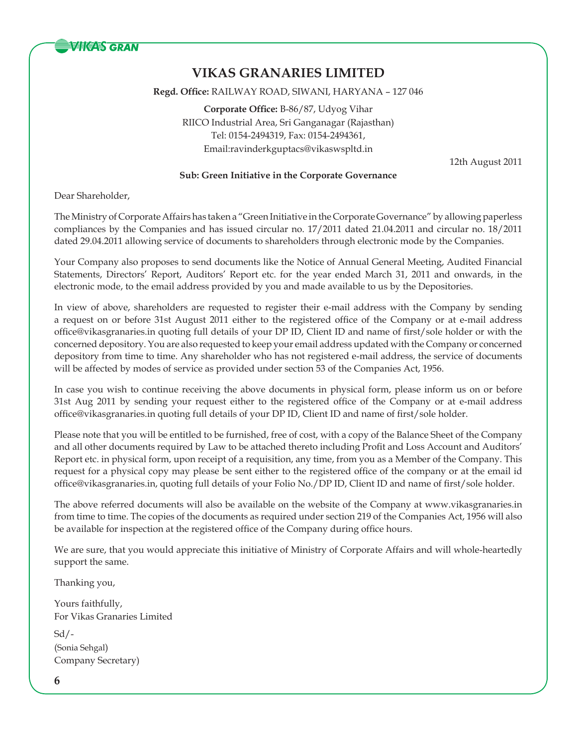# VIKAS GRANARIES LIMITED

**Regd. Office:** RAILWAY ROAD, SIWANI, HARYANA – 127 046

**Corporate Office:** B-86/87, Udyog Vihar
RIICO Industrial Area, Sri Ganganagar (Rajasthan)
Tel: 0154-2494319, Fax: 0154-2494361,
Email:ravinderkguptacs@vikaswspltd.in

12th August 2011

**Sub: Green Initiative in the Corporate Governance**

Dear Shareholder,

The Ministry of Corporate Affairs has taken a "Green Initiative in the Corporate Governance" by allowing paperless compliances by the Companies and has issued circular no. 17/2011 dated 21.04.2011 and circular no. 18/2011 dated 29.04.2011 allowing service of documents to shareholders through electronic mode by the Companies.

Your Company also proposes to send documents like the Notice of Annual General Meeting, Audited Financial Statements, Directors' Report, Auditors' Report etc. for the year ended March 31, 2011 and onwards, in the electronic mode, to the email address provided by you and made available to us by the Depositories.

In view of above, shareholders are requested to register their e-mail address with the Company by sending a request on or before 31st August 2011 either to the registered office of the Company or at e-mail address office@vikasgranaries.in quoting full details of your DP ID, Client ID and name of first/sole holder or with the concerned depository. You are also requested to keep your email address updated with the Company or concerned depository from time to time. Any shareholder who has not registered e-mail address, the service of documents will be affected by modes of service as provided under section 53 of the Companies Act, 1956.

In case you wish to continue receiving the above documents in physical form, please inform us on or before 31st Aug 2011 by sending your request either to the registered office of the Company or at e-mail address office@vikasgranaries.in quoting full details of your DP ID, Client ID and name of first/sole holder.

Please note that you will be entitled to be furnished, free of cost, with a copy of the Balance Sheet of the Company and all other documents required by Law to be attached thereto including Profit and Loss Account and Auditors' Report etc. in physical form, upon receipt of a requisition, any time, from you as a Member of the Company. This request for a physical copy may please be sent either to the registered office of the company or at the email id office@vikasgranaries.in, quoting full details of your Folio No./DP ID, Client ID and name of first/sole holder.

The above referred documents will also be available on the website of the Company at www.vikasgranaries.in from time to time. The copies of the documents as required under section 219 of the Companies Act, 1956 will also be available for inspection at the registered office of the Company during office hours.

We are sure, that you would appreciate this initiative of Ministry of Corporate Affairs and will whole-heartedly support the same.

Thanking you,

Yours faithfully,
For Vikas Granaries Limited

Sd/-
(Sonia Sehgal)
Company Secretary)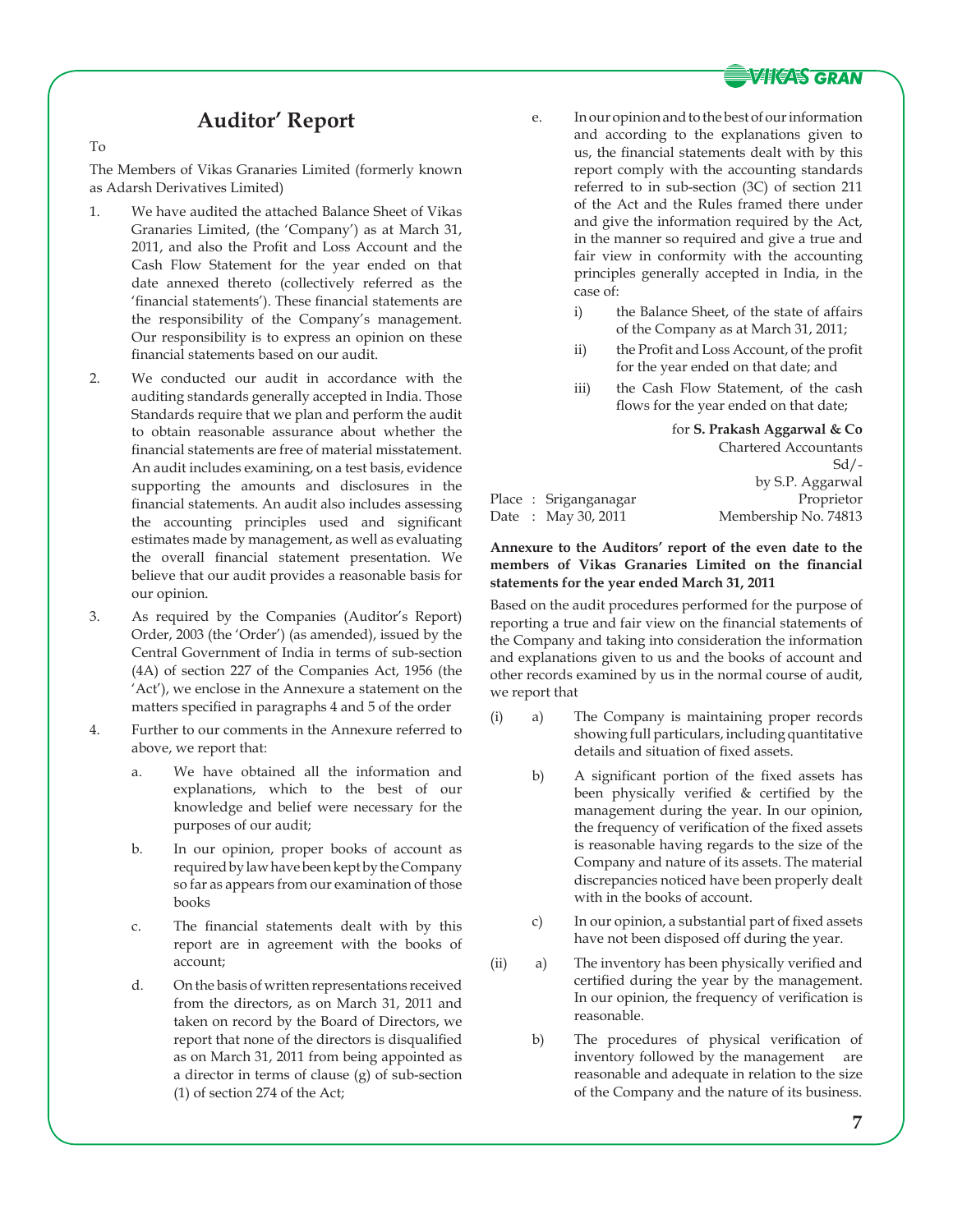# Auditor' Report

To

The Members of Vikas Granaries Limited (formerly known as Adarsh Derivatives Limited)

1. We have audited the attached Balance Sheet of Vikas Granaries Limited, (the 'Company') as at March 31, 2011, and also the Profit and Loss Account and the Cash Flow Statement for the year ended on that date annexed thereto (collectively referred as the 'financial statements'). These financial statements are the responsibility of the Company's management. Our responsibility is to express an opinion on these financial statements based on our audit.

2. We conducted our audit in accordance with the auditing standards generally accepted in India. Those Standards require that we plan and perform the audit to obtain reasonable assurance about whether the financial statements are free of material misstatement. An audit includes examining, on a test basis, evidence supporting the amounts and disclosures in the financial statements. An audit also includes assessing the accounting principles used and significant estimates made by management, as well as evaluating the overall financial statement presentation. We believe that our audit provides a reasonable basis for our opinion.

3. As required by the Companies (Auditor's Report) Order, 2003 (the 'Order') (as amended), issued by the Central Government of India in terms of sub-section (4A) of section 227 of the Companies Act, 1956 (the 'Act'), we enclose in the Annexure a statement on the matters specified in paragraphs 4 and 5 of the order

4. Further to our comments in the Annexure referred to above, we report that:

   a. We have obtained all the information and explanations, which to the best of our knowledge and belief were necessary for the purposes of our audit;

   b. In our opinion, proper books of account as required by law have been kept by the Company so far as appears from our examination of those books

   c. The financial statements dealt with by this report are in agreement with the books of account;

   d. On the basis of written representations received from the directors, as on March 31, 2011 and taken on record by the Board of Directors, we report that none of the directors is disqualified as on March 31, 2011 from being appointed as a director in terms of clause (g) of sub-section (1) of section 274 of the Act;

   e. In our opinion and to the best of our information and according to the explanations given to us, the financial statements dealt with by this report comply with the accounting standards referred to in sub-section (3C) of section 211 of the Act and the Rules framed there under and give the information required by the Act, in the manner so required and give a true and fair view in conformity with the accounting principles generally accepted in India, in the case of:

      i) the Balance Sheet, of the state of affairs of the Company as at March 31, 2011;

      ii) the Profit and Loss Account, of the profit for the year ended on that date; and

      iii) the Cash Flow Statement, of the cash flows for the year ended on that date;

for **S. Prakash Aggarwal & Co**
Chartered Accountants
Sd/-
by S.P. Aggarwal
Proprietor
Membership No. 74813

Place : Sriganganagar
Date : May 30, 2011

**Annexure to the Auditors' report of the even date to the members of Vikas Granaries Limited on the financial statements for the year ended March 31, 2011**

Based on the audit procedures performed for the purpose of reporting a true and fair view on the financial statements of the Company and taking into consideration the information and explanations given to us and the books of account and other records examined by us in the normal course of audit, we report that

(i) a) The Company is maintaining proper records showing full particulars, including quantitative details and situation of fixed assets.

   b) A significant portion of the fixed assets has been physically verified & certified by the management during the year. In our opinion, the frequency of verification of the fixed assets is reasonable having regards to the size of the Company and nature of its assets. The material discrepancies noticed have been properly dealt with in the books of account.

   c) In our opinion, a substantial part of fixed assets have not been disposed off during the year.

(ii) a) The inventory has been physically verified and certified during the year by the management. In our opinion, the frequency of verification is reasonable.

   b) The procedures of physical verification of inventory followed by the management are reasonable and adequate in relation to the size of the Company and the nature of its business.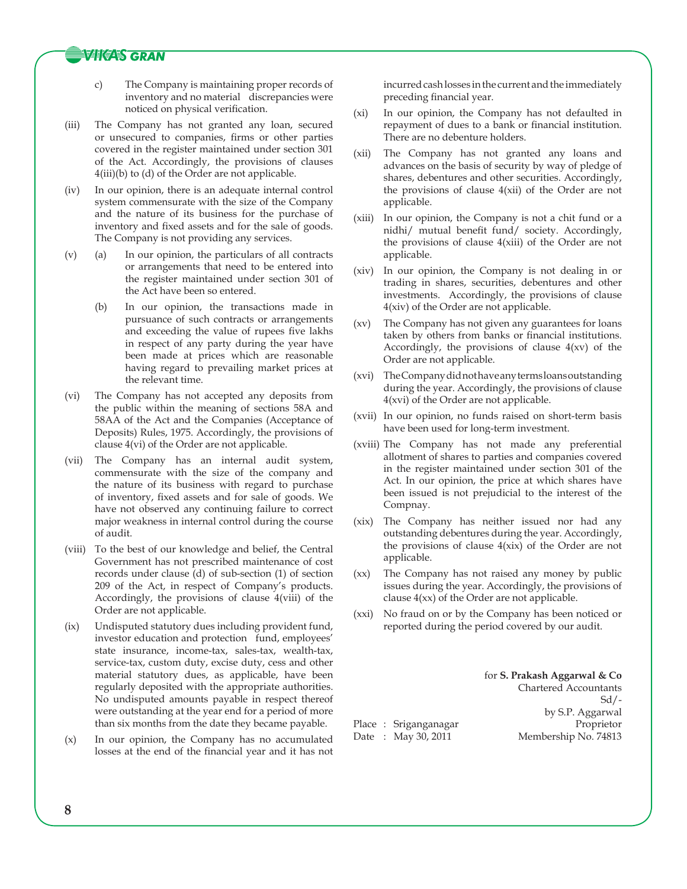c) The Company is maintaining proper records of inventory and no material discrepancies were noticed on physical verification.

(iii) The Company has not granted any loan, secured or unsecured to companies, firms or other parties covered in the register maintained under section 301 of the Act. Accordingly, the provisions of clauses 4(iii)(b) to (d) of the Order are not applicable.

(iv) In our opinion, there is an adequate internal control system commensurate with the size of the Company and the nature of its business for the purchase of inventory and fixed assets and for the sale of goods. The Company is not providing any services.

(v) (a) In our opinion, the particulars of all contracts or arrangements that need to be entered into the register maintained under section 301 of the Act have been so entered.

(b) In our opinion, the transactions made in pursuance of such contracts or arrangements and exceeding the value of rupees five lakhs in respect of any party during the year have been made at prices which are reasonable having regard to prevailing market prices at the relevant time.

(vi) The Company has not accepted any deposits from the public within the meaning of sections 58A and 58AA of the Act and the Companies (Acceptance of Deposits) Rules, 1975. Accordingly, the provisions of clause 4(vi) of the Order are not applicable.

(vii) The Company has an internal audit system, commensurate with the size of the company and the nature of its business with regard to purchase of inventory, fixed assets and for sale of goods. We have not observed any continuing failure to correct major weakness in internal control during the course of audit.

(viii) To the best of our knowledge and belief, the Central Government has not prescribed maintenance of cost records under clause (d) of sub-section (1) of section 209 of the Act, in respect of Company's products. Accordingly, the provisions of clause 4(viii) of the Order are not applicable.

(ix) Undisputed statutory dues including provident fund, investor education and protection fund, employees' state insurance, income-tax, sales-tax, wealth-tax, service-tax, custom duty, excise duty, cess and other material statutory dues, as applicable, have been regularly deposited with the appropriate authorities. No undisputed amounts payable in respect thereof were outstanding at the year end for a period of more than six months from the date they became payable.

(x) In our opinion, the Company has no accumulated losses at the end of the financial year and it has not incurred cash losses in the current and the immediately preceding financial year.

(xi) In our opinion, the Company has not defaulted in repayment of dues to a bank or financial institution. There are no debenture holders.

(xii) The Company has not granted any loans and advances on the basis of security by way of pledge of shares, debentures and other securities. Accordingly, the provisions of clause 4(xii) of the Order are not applicable.

(xiii) In our opinion, the Company is not a chit fund or a nidhi/ mutual benefit fund/ society. Accordingly, the provisions of clause 4(xiii) of the Order are not applicable.

(xiv) In our opinion, the Company is not dealing in or trading in shares, securities, debentures and other investments. Accordingly, the provisions of clause 4(xiv) of the Order are not applicable.

(xv) The Company has not given any guarantees for loans taken by others from banks or financial institutions. Accordingly, the provisions of clause 4(xv) of the Order are not applicable.

(xvi) The Company did not have any terms loans outstanding during the year. Accordingly, the provisions of clause 4(xvi) of the Order are not applicable.

(xvii) In our opinion, no funds raised on short-term basis have been used for long-term investment.

(xviii) The Company has not made any preferential allotment of shares to parties and companies covered in the register maintained under section 301 of the Act. In our opinion, the price at which shares have been issued is not prejudicial to the interest of the Compnay.

(xix) The Company has neither issued nor had any outstanding debentures during the year. Accordingly, the provisions of clause 4(xix) of the Order are not applicable.

(xx) The Company has not raised any money by public issues during the year. Accordingly, the provisions of clause 4(xx) of the Order are not applicable.

(xxi) No fraud on or by the Company has been noticed or reported during the period covered by our audit.

for **S. Prakash Aggarwal & Co**
Chartered Accountants
Sd/-
by S.P. Aggarwal
Proprietor
Membership No. 74813

Place : Sriganganagar
Date : May 30, 2011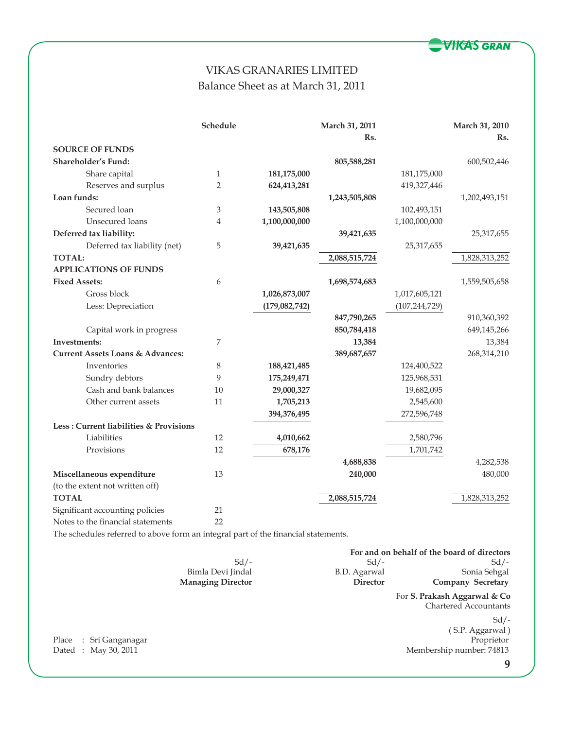# VIKAS GRANARIES LIMITED

## Balance Sheet as at March 31, 2011

| | Schedule | | March 31, 2011 Rs. | | March 31, 2010 Rs. |
|---|---|---|---|---|---|
| **SOURCE OF FUNDS** | | | | | |
| **Shareholder's Fund:** | | | **805,588,281** | | 600,502,446 |
| Share capital | 1 | **181,175,000** | | 181,175,000 | |
| Reserves and surplus | 2 | **624,413,281** | | 419,327,446 | |
| **Loan funds:** | | | **1,243,505,808** | | 1,202,493,151 |
| Secured loan | 3 | **143,505,808** | | 102,493,151 | |
| Unsecured loans | 4 | **1,100,000,000** | | 1,100,000,000 | |
| **Deferred tax liability:** | | | **39,421,635** | | 25,317,655 |
| Deferred tax liability (net) | 5 | **39,421,635** | | 25,317,655 | |
| **TOTAL:** | | | **2,088,515,724** | | 1,828,313,252 |
| **APPLICATIONS OF FUNDS** | | | | | |
| **Fixed Assets:** | 6 | | **1,698,574,683** | | 1,559,505,658 |
| Gross block | | **1,026,873,007** | | 1,017,605,121 | |
| Less: Depreciation | | **(179,082,742)** | | (107,244,729) | |
| | | | **847,790,265** | | 910,360,392 |
| Capital work in progress | | | **850,784,418** | | 649,145,266 |
| **Investments:** | 7 | | **13,384** | | 13,384 |
| **Current Assets Loans & Advances:** | | | **389,687,657** | | 268,314,210 |
| Inventories | 8 | **188,421,485** | | 124,400,522 | |
| Sundry debtors | 9 | **175,249,471** | | 125,968,531 | |
| Cash and bank balances | 10 | **29,000,327** | | 19,682,095 | |
| Other current assets | 11 | **1,705,213** | | 2,545,600 | |
| | | **394,376,495** | | 272,596,748 | |
| **Less : Current liabilities & Provisions** | | | | | |
| Liabilities | 12 | **4,010,662** | | 2,580,796 | |
| Provisions | 12 | **678,176** | | 1,701,742 | |
| | | | **4,688,838** | | 4,282,538 |
| **Miscellaneous expenditure** (to the extent not written off) | 13 | | **240,000** | | 480,000 |
| **TOTAL** | | | **2,088,515,724** | | 1,828,313,252 |
| Significant accounting policies | 21 | | | | |
| Notes to the financial statements | 22 | | | | |

The schedules referred to above form an integral part of the financial statements.

**For and on behalf of the board of directors**

| Sd/- | Sd/- | Sd/- |
|---|---|---|
| Bimla Devi Jindal | B.D. Agarwal | Sonia Sehgal |
| **Managing Director** | **Director** | **Company Secretary** |

For **S. Prakash Aggarwal & Co**
Chartered Accountants

Sd/-
( S.P. Aggarwal )
Proprietor
Membership number: 74813

Place : Sri Ganganagar
Dated : May 30, 2011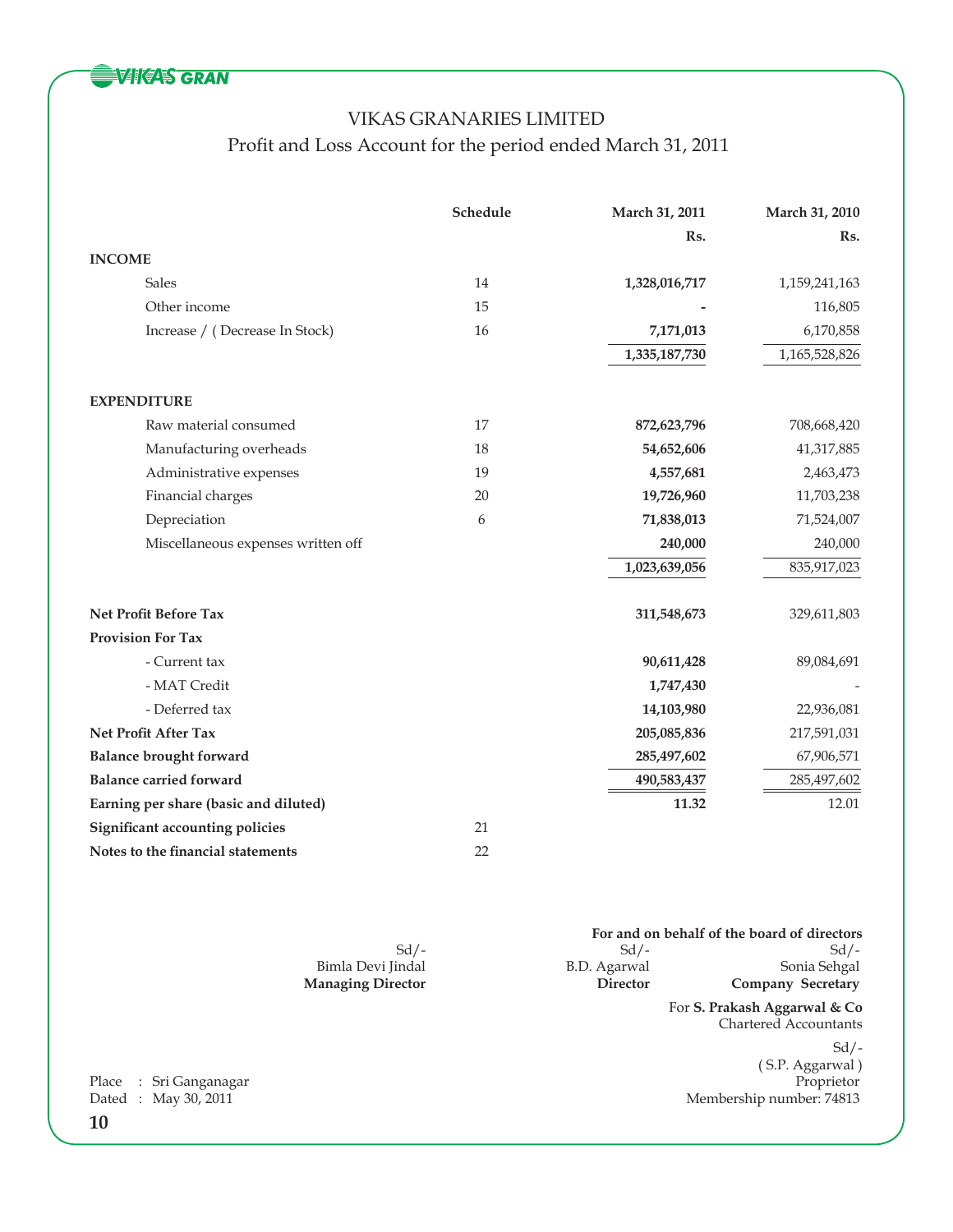# VIKAS GRANARIES LIMITED

## Profit and Loss Account for the period ended March 31, 2011

| | Schedule | March 31, 2011 Rs. | March 31, 2010 Rs. |
|---|---|---|---|
| **INCOME** | | | |
| Sales | 14 | **1,328,016,717** | 1,159,241,163 |
| Other income | 15 | **-** | 116,805 |
| Increase / ( Decrease In Stock) | 16 | **7,171,013** | 6,170,858 |
| | | **1,335,187,730** | 1,165,528,826 |
| **EXPENDITURE** | | | |
| Raw material consumed | 17 | **872,623,796** | 708,668,420 |
| Manufacturing overheads | 18 | **54,652,606** | 41,317,885 |
| Administrative expenses | 19 | **4,557,681** | 2,463,473 |
| Financial charges | 20 | **19,726,960** | 11,703,238 |
| Depreciation | 6 | **71,838,013** | 71,524,007 |
| Miscellaneous expenses written off | | **240,000** | 240,000 |
| | | **1,023,639,056** | 835,917,023 |
| **Net Profit Before Tax** | | **311,548,673** | 329,611,803 |
| **Provision For Tax** | | | |
| - Current tax | | **90,611,428** | 89,084,691 |
| - MAT Credit | | **1,747,430** | - |
| - Deferred tax | | **14,103,980** | 22,936,081 |
| **Net Profit After Tax** | | **205,085,836** | 217,591,031 |
| **Balance brought forward** | | **285,497,602** | 67,906,571 |
| **Balance carried forward** | | **490,583,437** | 285,497,602 |
| **Earning per share (basic and diluted)** | | **11.32** | 12.01 |
| **Significant accounting policies** | 21 | | |
| **Notes to the financial statements** | 22 | | |

**For and on behalf of the board of directors**

Sd/-
Bimla Devi Jindal
**Managing Director**

Sd/-
B.D. Agarwal
**Director**

Sd/-
Sonia Sehgal
**Company Secretary**

For **S. Prakash Aggarwal & Co**
Chartered Accountants

Sd/-
( S.P. Aggarwal )
Proprietor
Membership number: 74813

Place : Sri Ganganagar
Dated : May 30, 2011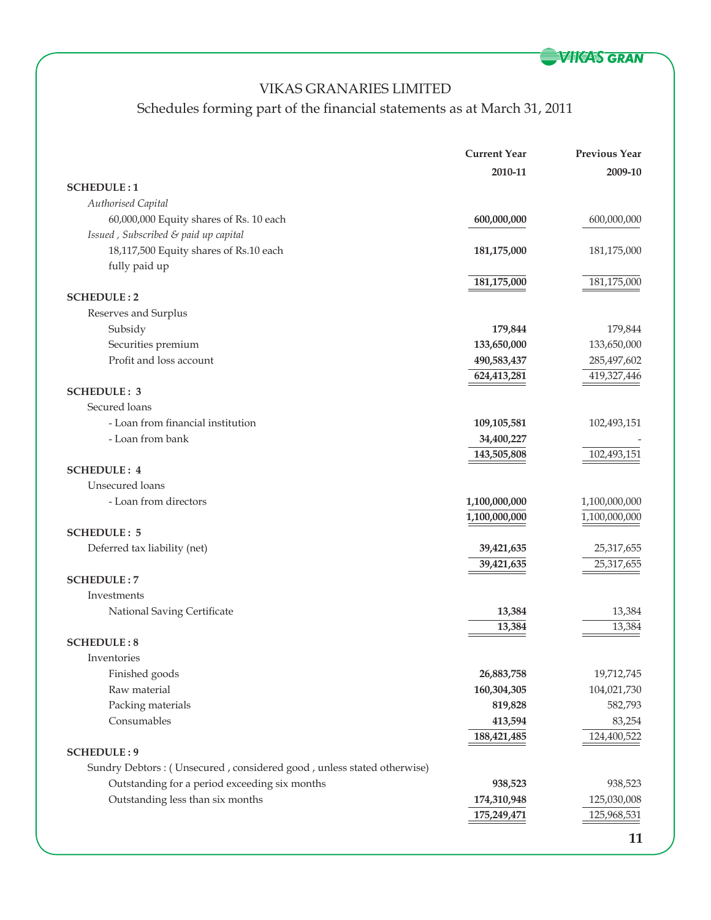# VIKAS GRANARIES LIMITED

## Schedules forming part of the financial statements as at March 31, 2011

| | Current Year 2010-11 | Previous Year 2009-10 |
|---|---|---|
| **SCHEDULE : 1** | | |
| *Authorised Capital* | | |
| 60,000,000 Equity shares of Rs. 10 each | **600,000,000** | 600,000,000 |
| *Issued , Subscribed & paid up capital* | | |
| 18,117,500 Equity shares of Rs.10 each fully paid up | **181,175,000** | 181,175,000 |
| | **181,175,000** | 181,175,000 |
| **SCHEDULE : 2** | | |
| Reserves and Surplus | | |
| Subsidy | **179,844** | 179,844 |
| Securities premium | **133,650,000** | 133,650,000 |
| Profit and loss account | **490,583,437** | 285,497,602 |
| | **624,413,281** | 419,327,446 |
| **SCHEDULE : 3** | | |
| Secured loans | | |
| - Loan from financial institution | **109,105,581** | 102,493,151 |
| - Loan from bank | **34,400,227** | - |
| | **143,505,808** | 102,493,151 |
| **SCHEDULE : 4** | | |
| Unsecured loans | | |
| - Loan from directors | **1,100,000,000** | 1,100,000,000 |
| | **1,100,000,000** | 1,100,000,000 |
| **SCHEDULE : 5** | | |
| Deferred tax liability (net) | **39,421,635** | 25,317,655 |
| | **39,421,635** | 25,317,655 |
| **SCHEDULE : 7** | | |
| Investments | | |
| National Saving Certificate | **13,384** | 13,384 |
| | **13,384** | 13,384 |
| **SCHEDULE : 8** | | |
| Inventories | | |
| Finished goods | **26,883,758** | 19,712,745 |
| Raw material | **160,304,305** | 104,021,730 |
| Packing materials | **819,828** | 582,793 |
| Consumables | **413,594** | 83,254 |
| | **188,421,485** | 124,400,522 |
| **SCHEDULE : 9** | | |
| Sundry Debtors : ( Unsecured , considered good , unless stated otherwise) | | |
| Outstanding for a period exceeding six months | **938,523** | 938,523 |
| Outstanding less than six months | **174,310,948** | 125,030,008 |
| | **175,249,471** | 125,968,531 |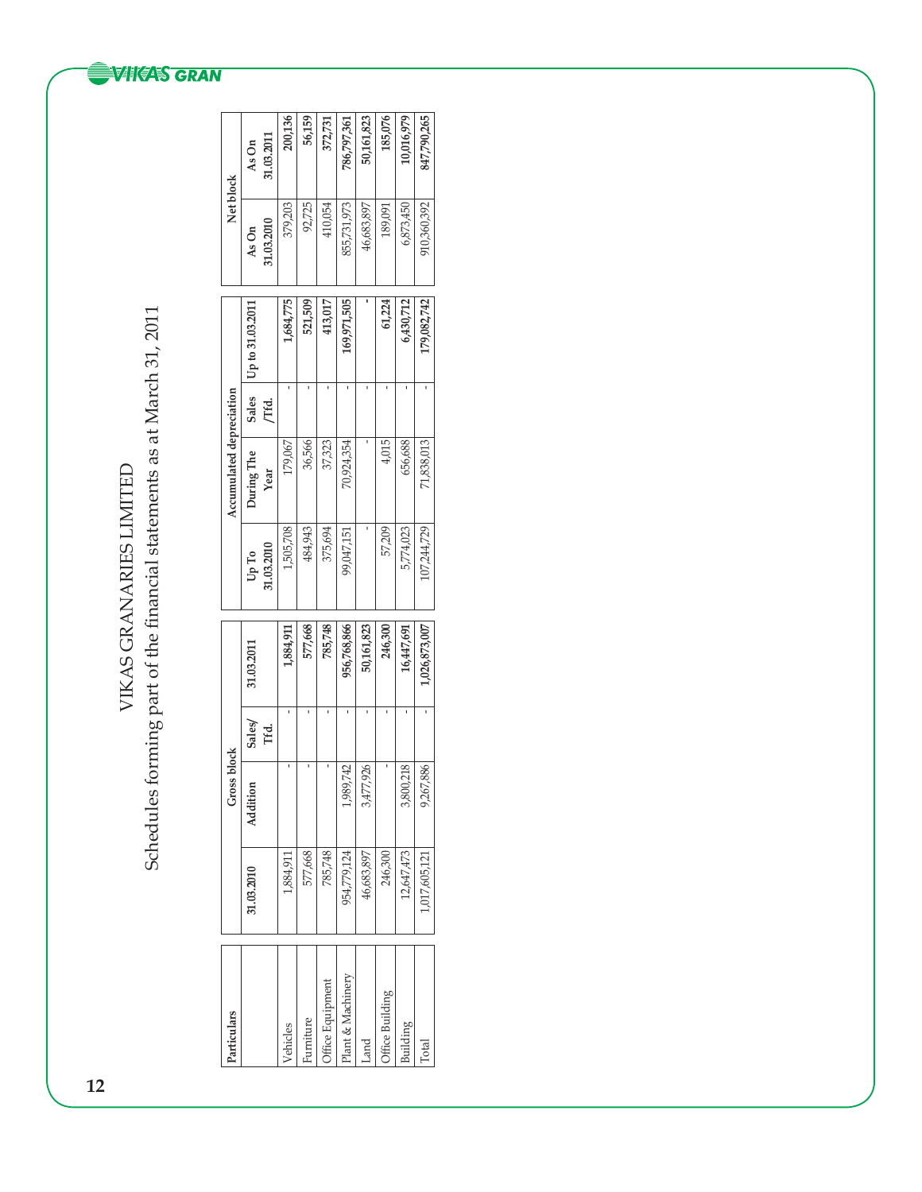# VIKAS GRANARIES LIMITED

## Schedules forming part of the financial statements as at March 31, 2011

| Particulars | Gross block | | | | Accumulated depreciation | | | | Net block | |
|---|---|---|---|---|---|---|---|---|---|---|
| | 31.03.2010 | Addition | Sales/ Tfd. | 31.03.2011 | Up To 31.03.2010 | During The Year | Sales /Tfd. | Up to 31.03.2011 | As On 31.03.2010 | As On 31.03.2011 |
| Vehicles | 1,884,911 | - | - | **1,884,911** | 1,505,708 | 179,067 | - | **1,684,775** | 379,203 | **200,136** |
| Furniture | 577,668 | - | - | **577,668** | 484,943 | 36,566 | - | **521,509** | 92,725 | **56,159** |
| Office Equipment | 785,748 | - | - | **785,748** | 375,694 | 37,323 | - | **413,017** | 410,054 | **372,731** |
| Plant & Machinery | 954,779,124 | 1,989,742 | - | **956,768,866** | 99,047,151 | 70,924,354 | - | **169,971,505** | 855,731,973 | **786,797,361** |
| Land | 46,683,897 | 3,477,926 | - | **50,161,823** | - | - | - | **-** | 46,683,897 | **50,161,823** |
| Office Building | 246,300 | - | - | **246,300** | 57,209 | 4,015 | - | **61,224** | 189,091 | **185,076** |
| Building | 12,647,473 | 3,800,218 | - | **16,447,691** | 5,774,023 | 656,688 | - | **6,430,712** | 6,873,450 | **10,016,979** |
| Total | 1,017,605,121 | 9,267,886 | - | **1,026,873,007** | 107,244,729 | 71,838,013 | - | **179,082,742** | 910,360,392 | **847,790,265** |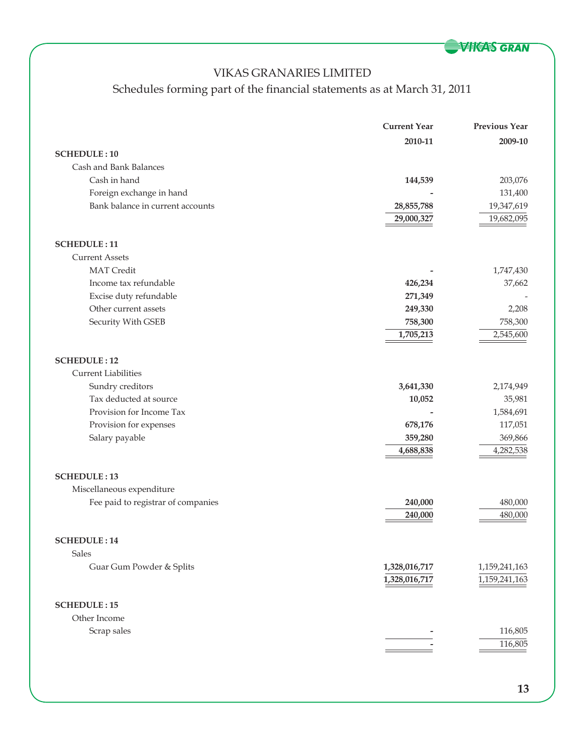# VIKAS GRANARIES LIMITED

## Schedules forming part of the financial statements as at March 31, 2011

| | Current Year 2010-11 | Previous Year 2009-10 |
|---|---|---|
| **SCHEDULE : 10** | | |
| Cash and Bank Balances | | |
| Cash in hand | **144,539** | 203,076 |
| Foreign exchange in hand | **-** | 131,400 |
| Bank balance in current accounts | **28,855,788** | 19,347,619 |
| | **29,000,327** | 19,682,095 |
| **SCHEDULE : 11** | | |
| Current Assets | | |
| MAT Credit | **-** | 1,747,430 |
| Income tax refundable | **426,234** | 37,662 |
| Excise duty refundable | **271,349** | - |
| Other current assets | **249,330** | 2,208 |
| Security With GSEB | **758,300** | 758,300 |
| | **1,705,213** | 2,545,600 |
| **SCHEDULE : 12** | | |
| Current Liabilities | | |
| Sundry creditors | **3,641,330** | 2,174,949 |
| Tax deducted at source | **10,052** | 35,981 |
| Provision for Income Tax | **-** | 1,584,691 |
| Provision for expenses | **678,176** | 117,051 |
| Salary payable | **359,280** | 369,866 |
| | **4,688,838** | 4,282,538 |
| **SCHEDULE : 13** | | |
| Miscellaneous expenditure | | |
| Fee paid to registrar of companies | **240,000** | 480,000 |
| | **240,000** | 480,000 |
| **SCHEDULE : 14** | | |
| Sales | | |
| Guar Gum Powder & Splits | **1,328,016,717** | 1,159,241,163 |
| | **1,328,016,717** | 1,159,241,163 |
| **SCHEDULE : 15** | | |
| Other Income | | |
| Scrap sales | **-** | 116,805 |
| | **-** | 116,805 |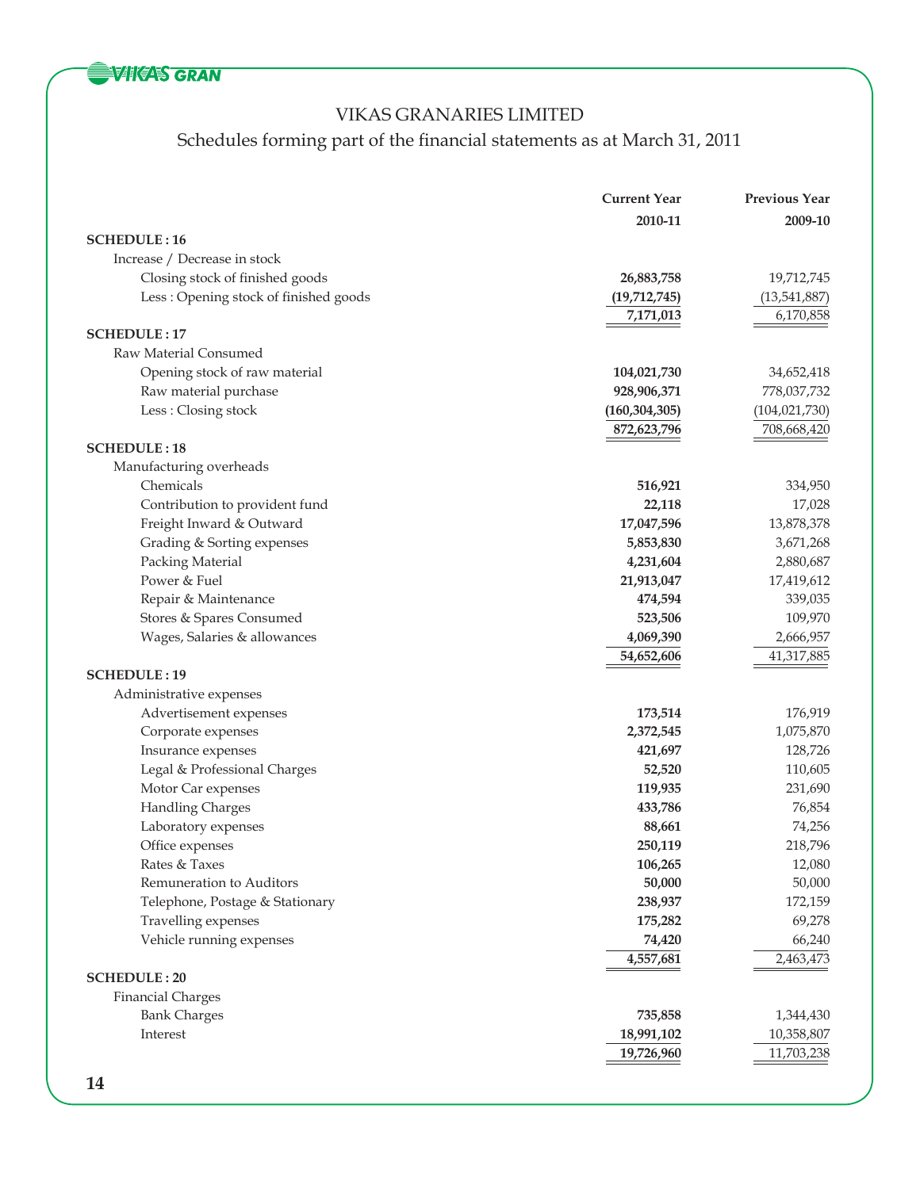# VIKAS GRANARIES LIMITED

## Schedules forming part of the financial statements as at March 31, 2011

| | Current Year 2010-11 | Previous Year 2009-10 |
|---|---|---|
| **SCHEDULE : 16** | | |
| Increase / Decrease in stock | | |
| Closing stock of finished goods | **26,883,758** | 19,712,745 |
| Less : Opening stock of finished goods | **(19,712,745)** | (13,541,887) |
| | **7,171,013** | 6,170,858 |
| **SCHEDULE : 17** | | |
| Raw Material Consumed | | |
| Opening stock of raw material | **104,021,730** | 34,652,418 |
| Raw material purchase | **928,906,371** | 778,037,732 |
| Less : Closing stock | **(160,304,305)** | (104,021,730) |
| | **872,623,796** | 708,668,420 |
| **SCHEDULE : 18** | | |
| Manufacturing overheads | | |
| Chemicals | **516,921** | 334,950 |
| Contribution to provident fund | **22,118** | 17,028 |
| Freight Inward & Outward | **17,047,596** | 13,878,378 |
| Grading & Sorting expenses | **5,853,830** | 3,671,268 |
| Packing Material | **4,231,604** | 2,880,687 |
| Power & Fuel | **21,913,047** | 17,419,612 |
| Repair & Maintenance | **474,594** | 339,035 |
| Stores & Spares Consumed | **523,506** | 109,970 |
| Wages, Salaries & allowances | **4,069,390** | 2,666,957 |
| | **54,652,606** | 41,317,885 |
| **SCHEDULE : 19** | | |
| Administrative expenses | | |
| Advertisement expenses | **173,514** | 176,919 |
| Corporate expenses | **2,372,545** | 1,075,870 |
| Insurance expenses | **421,697** | 128,726 |
| Legal & Professional Charges | **52,520** | 110,605 |
| Motor Car expenses | **119,935** | 231,690 |
| Handling Charges | **433,786** | 76,854 |
| Laboratory expenses | **88,661** | 74,256 |
| Office expenses | **250,119** | 218,796 |
| Rates & Taxes | **106,265** | 12,080 |
| Remuneration to Auditors | **50,000** | 50,000 |
| Telephone, Postage & Stationary | **238,937** | 172,159 |
| Travelling expenses | **175,282** | 69,278 |
| Vehicle running expenses | **74,420** | 66,240 |
| | **4,557,681** | 2,463,473 |
| **SCHEDULE : 20** | | |
| Financial Charges | | |
| Bank Charges | **735,858** | 1,344,430 |
| Interest | **18,991,102** | 10,358,807 |
| | **19,726,960** | 11,703,238 |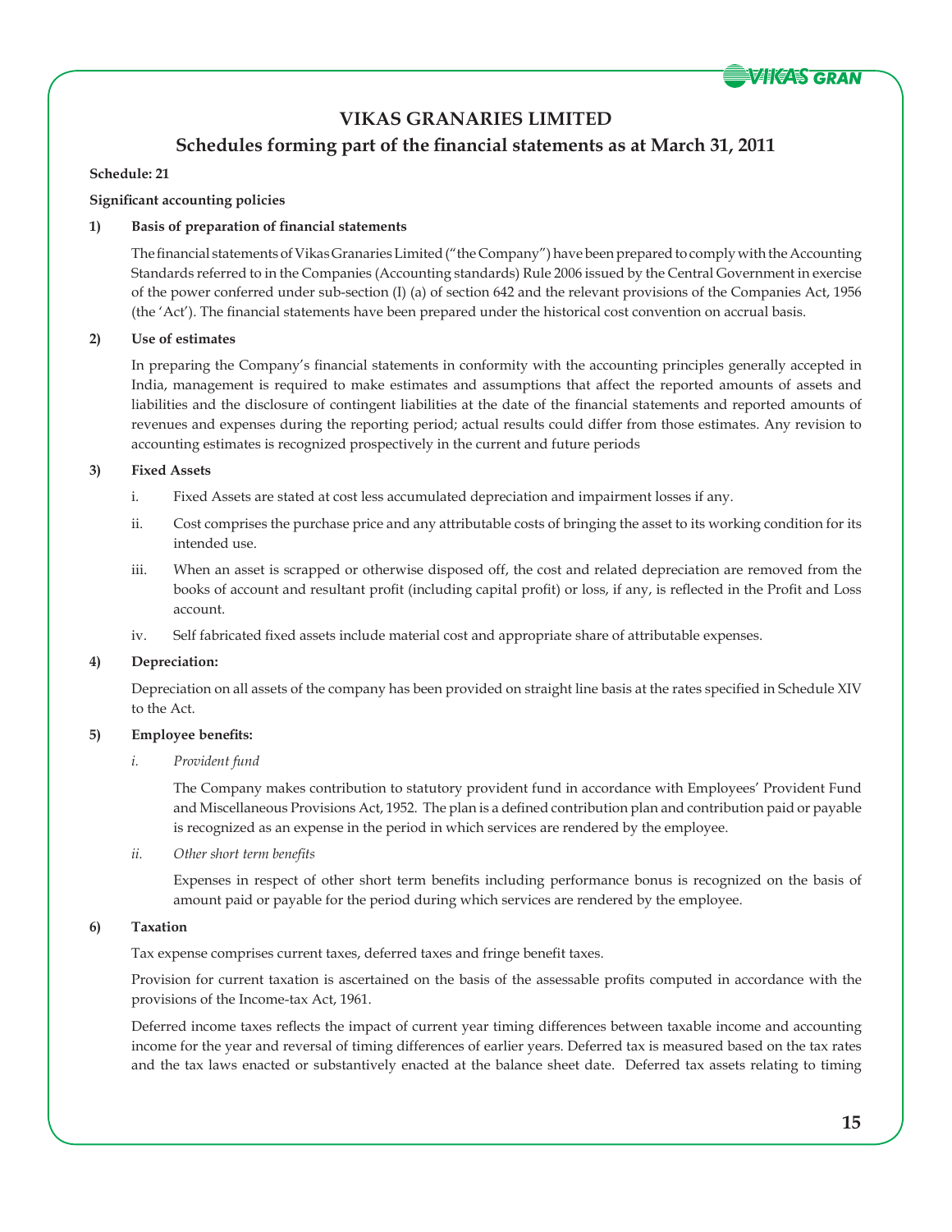# VIKAS GRANARIES LIMITED

## Schedules forming part of the financial statements as at March 31, 2011

**Schedule: 21**

**Significant accounting policies**

**1) Basis of preparation of financial statements**

The financial statements of Vikas Granaries Limited ("the Company") have been prepared to comply with the Accounting Standards referred to in the Companies (Accounting standards) Rule 2006 issued by the Central Government in exercise of the power conferred under sub-section (I) (a) of section 642 and the relevant provisions of the Companies Act, 1956 (the 'Act'). The financial statements have been prepared under the historical cost convention on accrual basis.

**2) Use of estimates**

In preparing the Company's financial statements in conformity with the accounting principles generally accepted in India, management is required to make estimates and assumptions that affect the reported amounts of assets and liabilities and the disclosure of contingent liabilities at the date of the financial statements and reported amounts of revenues and expenses during the reporting period; actual results could differ from those estimates. Any revision to accounting estimates is recognized prospectively in the current and future periods

**3) Fixed Assets**

i. Fixed Assets are stated at cost less accumulated depreciation and impairment losses if any.

ii. Cost comprises the purchase price and any attributable costs of bringing the asset to its working condition for its intended use.

iii. When an asset is scrapped or otherwise disposed off, the cost and related depreciation are removed from the books of account and resultant profit (including capital profit) or loss, if any, is reflected in the Profit and Loss account.

iv. Self fabricated fixed assets include material cost and appropriate share of attributable expenses.

**4) Depreciation:**

Depreciation on all assets of the company has been provided on straight line basis at the rates specified in Schedule XIV to the Act.

**5) Employee benefits:**

*i. Provident fund*

The Company makes contribution to statutory provident fund in accordance with Employees' Provident Fund and Miscellaneous Provisions Act, 1952. The plan is a defined contribution plan and contribution paid or payable is recognized as an expense in the period in which services are rendered by the employee.

*ii. Other short term benefits*

Expenses in respect of other short term benefits including performance bonus is recognized on the basis of amount paid or payable for the period during which services are rendered by the employee.

**6) Taxation**

Tax expense comprises current taxes, deferred taxes and fringe benefit taxes.

Provision for current taxation is ascertained on the basis of the assessable profits computed in accordance with the provisions of the Income-tax Act, 1961.

Deferred income taxes reflects the impact of current year timing differences between taxable income and accounting income for the year and reversal of timing differences of earlier years. Deferred tax is measured based on the tax rates and the tax laws enacted or substantively enacted at the balance sheet date. Deferred tax assets relating to timing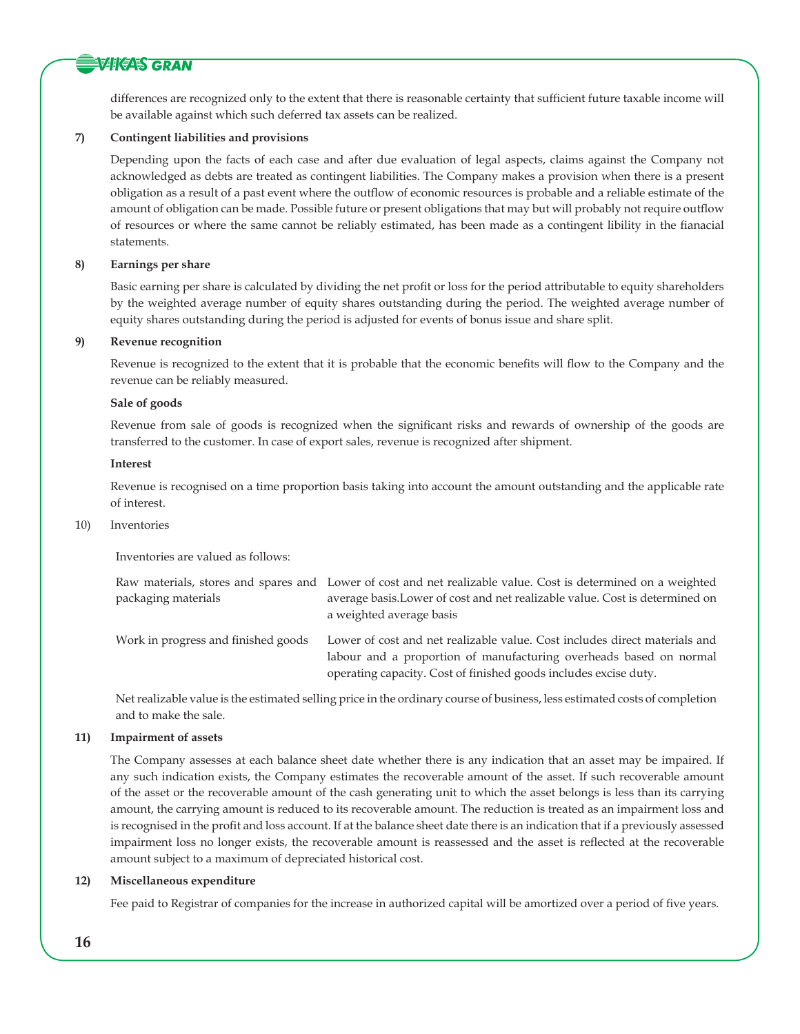differences are recognized only to the extent that there is reasonable certainty that sufficient future taxable income will be available against which such deferred tax assets can be realized.

**7) Contingent liabilities and provisions**

Depending upon the facts of each case and after due evaluation of legal aspects, claims against the Company not acknowledged as debts are treated as contingent liabilities. The Company makes a provision when there is a present obligation as a result of a past event where the outflow of economic resources is probable and a reliable estimate of the amount of obligation can be made. Possible future or present obligations that may but will probably not require outflow of resources or where the same cannot be reliably estimated, has been made as a contingent libility in the fianacial statements.

**8) Earnings per share**

Basic earning per share is calculated by dividing the net profit or loss for the period attributable to equity shareholders by the weighted average number of equity shares outstanding during the period. The weighted average number of equity shares outstanding during the period is adjusted for events of bonus issue and share split.

**9) Revenue recognition**

Revenue is recognized to the extent that it is probable that the economic benefits will flow to the Company and the revenue can be reliably measured.

**Sale of goods**

Revenue from sale of goods is recognized when the significant risks and rewards of ownership of the goods are transferred to the customer. In case of export sales, revenue is recognized after shipment.

**Interest**

Revenue is recognised on a time proportion basis taking into account the amount outstanding and the applicable rate of interest.

10) Inventories

Inventories are valued as follows:

| | |
|---|---|
| Raw materials, stores and spares and packaging materials | Lower of cost and net realizable value. Cost is determined on a weighted average basis.Lower of cost and net realizable value. Cost is determined on a weighted average basis |
| Work in progress and finished goods | Lower of cost and net realizable value. Cost includes direct materials and labour and a proportion of manufacturing overheads based on normal operating capacity. Cost of finished goods includes excise duty. |

Net realizable value is the estimated selling price in the ordinary course of business, less estimated costs of completion and to make the sale.

**11) Impairment of assets**

The Company assesses at each balance sheet date whether there is any indication that an asset may be impaired. If any such indication exists, the Company estimates the recoverable amount of the asset. If such recoverable amount of the asset or the recoverable amount of the cash generating unit to which the asset belongs is less than its carrying amount, the carrying amount is reduced to its recoverable amount. The reduction is treated as an impairment loss and is recognised in the profit and loss account. If at the balance sheet date there is an indication that if a previously assessed impairment loss no longer exists, the recoverable amount is reassessed and the asset is reflected at the recoverable amount subject to a maximum of depreciated historical cost.

**12) Miscellaneous expenditure**

Fee paid to Registrar of companies for the increase in authorized capital will be amortized over a period of five years.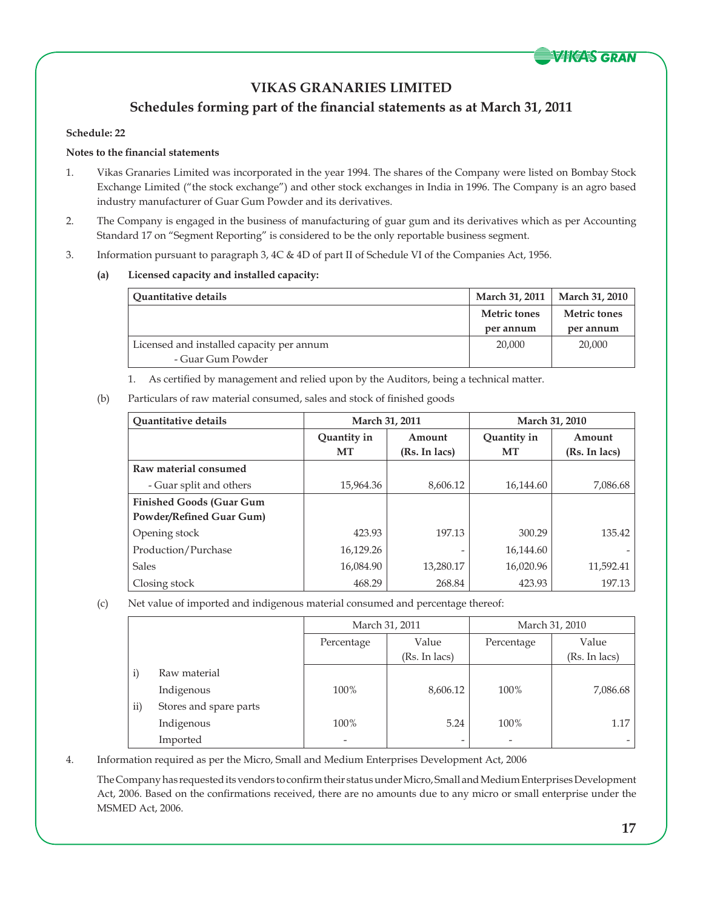# VIKAS GRANARIES LIMITED

## Schedules forming part of the financial statements as at March 31, 2011

**Schedule: 22**

**Notes to the financial statements**

1. Vikas Granaries Limited was incorporated in the year 1994. The shares of the Company were listed on Bombay Stock Exchange Limited ("the stock exchange") and other stock exchanges in India in 1996. The Company is an agro based industry manufacturer of Guar Gum Powder and its derivatives.

2. The Company is engaged in the business of manufacturing of guar gum and its derivatives which as per Accounting Standard 17 on "Segment Reporting" is considered to be the only reportable business segment.

3. Information pursuant to paragraph 3, 4C & 4D of part II of Schedule VI of the Companies Act, 1956.

   **(a) Licensed capacity and installed capacity:**

| Quantitative details | March 31, 2011 | March 31, 2010 |
|---|---|---|
| | Metric tones per annum | Metric tones per annum |
| Licensed and installed capacity per annum - Guar Gum Powder | 20,000 | 20,000 |

   1. As certified by management and relied upon by the Auditors, being a technical matter.

   (b) Particulars of raw material consumed, sales and stock of finished goods

| Quantitative details | March 31, 2011 | | March 31, 2010 | |
|---|---|---|---|---|
| | Quantity in MT | Amount (Rs. In lacs) | Quantity in MT | Amount (Rs. In lacs) |
| **Raw material consumed** | | | | |
| - Guar split and others | 15,964.36 | 8,606.12 | 16,144.60 | 7,086.68 |
| **Finished Goods (Guar Gum Powder/Refined Guar Gum)** | | | | |
| Opening stock | 423.93 | 197.13 | 300.29 | 135.42 |
| Production/Purchase | 16,129.26 | - | 16,144.60 | - |
| Sales | 16,084.90 | 13,280.17 | 16,020.96 | 11,592.41 |
| Closing stock | 468.29 | 268.84 | 423.93 | 197.13 |

   (c) Net value of imported and indigenous material consumed and percentage thereof:

| | | March 31, 2011 | | March 31, 2010 | |
|---|---|---|---|---|---|
| | | Percentage | Value (Rs. In lacs) | Percentage | Value (Rs. In lacs) |
| i) | Raw material | | | | |
| | Indigenous | 100% | 8,606.12 | 100% | 7,086.68 |
| ii) | Stores and spare parts | | | | |
| | Indigenous | 100% | 5.24 | 100% | 1.17 |
| | Imported | - | - | - | - |

4. Information required as per the Micro, Small and Medium Enterprises Development Act, 2006

   The Company has requested its vendors to confirm their status under Micro, Small and Medium Enterprises Development Act, 2006. Based on the confirmations received, there are no amounts due to any micro or small enterprise under the MSMED Act, 2006.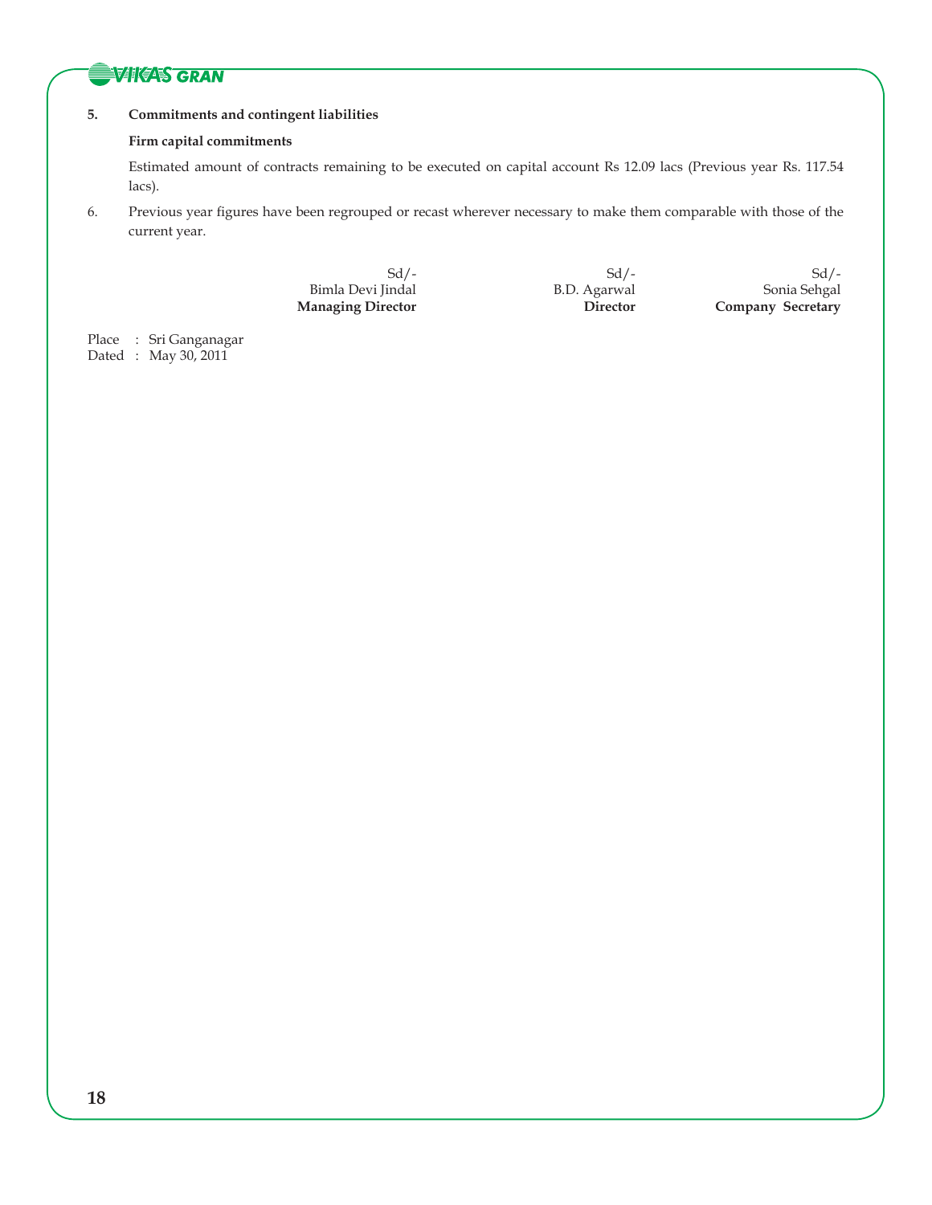**5. Commitments and contingent liabilities**

**Firm capital commitments**

Estimated amount of contracts remaining to be executed on capital account Rs 12.09 lacs (Previous year Rs. 117.54 lacs).

6. Previous year figures have been regrouped or recast wherever necessary to make them comparable with those of the current year.

| Sd/- | Sd/- | Sd/- |
|---|---|---|
| Bimla Devi Jindal | B.D. Agarwal | Sonia Sehgal |
| **Managing Director** | **Director** | **Company Secretary** |

Place : Sri Ganganagar
Dated : May 30, 2011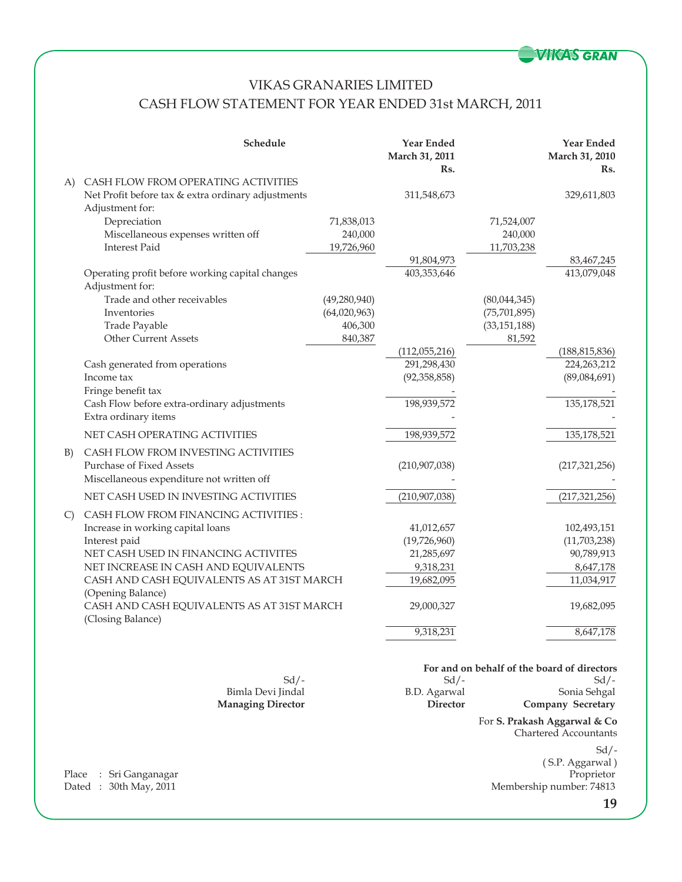# VIKAS GRANARIES LIMITED

## CASH FLOW STATEMENT FOR YEAR ENDED 31st MARCH, 2011

| | Schedule | | Year Ended March 31, 2011 Rs. | | Year Ended March 31, 2010 Rs. |
|---|---|---|---|---|---|
| A) | CASH FLOW FROM OPERATING ACTIVITIES | | | | |
| | Net Profit before tax & extra ordinary adjustments | | 311,548,673 | | 329,611,803 |
| | Adjustment for: | | | | |
| | Depreciation | 71,838,013 | | 71,524,007 | |
| | Miscellaneous expenses written off | 240,000 | | 240,000 | |
| | Interest Paid | 19,726,960 | | 11,703,238 | |
| | | | 91,804,973 | | 83,467,245 |
| | Operating profit before working capital changes | | 403,353,646 | | 413,079,048 |
| | Adjustment for: | | | | |
| | Trade and other receivables | (49,280,940) | | (80,044,345) | |
| | Inventories | (64,020,963) | | (75,701,895) | |
| | Trade Payable | 406,300 | | (33,151,188) | |
| | Other Current Assets | 840,387 | | 81,592 | |
| | | | (112,055,216) | | (188,815,836) |
| | Cash generated from operations | | 291,298,430 | | 224,263,212 |
| | Income tax | | (92,358,858) | | (89,084,691) |
| | Fringe benefit tax | | - | | - |
| | Cash Flow before extra-ordinary adjustments | | 198,939,572 | | 135,178,521 |
| | Extra ordinary items | | - | | - |
| | NET CASH OPERATING ACTIVITIES | | 198,939,572 | | 135,178,521 |
| B) | CASH FLOW FROM INVESTING ACTIVITIES | | | | |
| | Purchase of Fixed Assets | | (210,907,038) | | (217,321,256) |
| | Miscellaneous expenditure not written off | | - | | - |
| | NET CASH USED IN INVESTING ACTIVITIES | | (210,907,038) | | (217,321,256) |
| C) | CASH FLOW FROM FINANCING ACTIVITIES : | | | | |
| | Increase in working capital loans | | 41,012,657 | | 102,493,151 |
| | Interest paid | | (19,726,960) | | (11,703,238) |
| | NET CASH USED IN FINANCING ACTIVITES | | 21,285,697 | | 90,789,913 |
| | NET INCREASE IN CASH AND EQUIVALENTS | | 9,318,231 | | 8,647,178 |
| | CASH AND CASH EQUIVALENTS AS AT 31ST MARCH (Opening Balance) | | 19,682,095 | | 11,034,917 |
| | CASH AND CASH EQUIVALENTS AS AT 31ST MARCH (Closing Balance) | | 29,000,327 | | 19,682,095 |
| | | | 9,318,231 | | 8,647,178 |

**For and on behalf of the board of directors**

| Sd/- | Sd/- | Sd/- |
|---|---|---|
| Bimla Devi Jindal | B.D. Agarwal | Sonia Sehgal |
| **Managing Director** | **Director** | **Company Secretary** |

For **S. Prakash Aggarwal & Co**
Chartered Accountants

Sd/-
( S.P. Aggarwal )
Proprietor
Membership number: 74813

Place : Sri Ganganagar
Dated : 30th May, 2011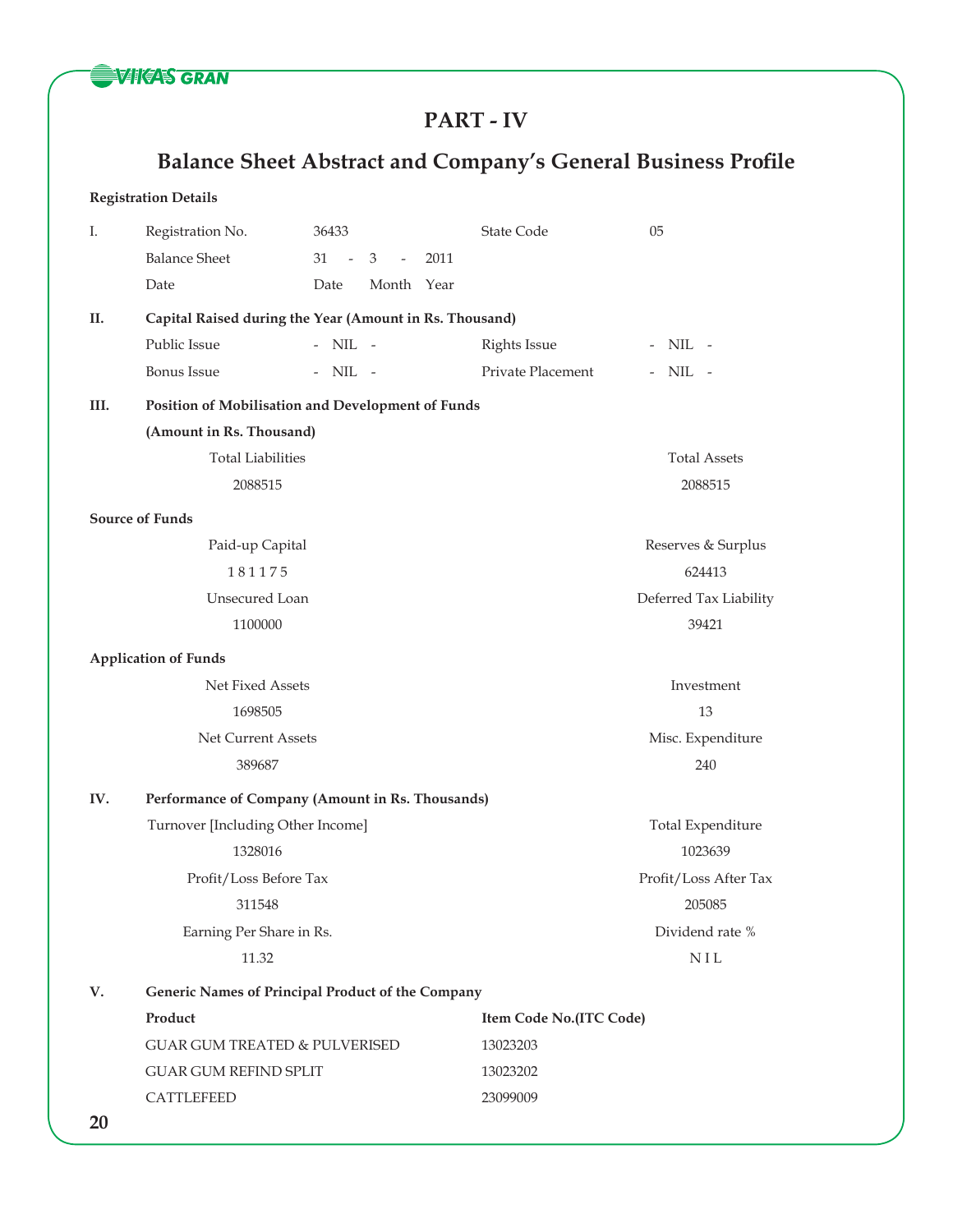# PART - IV

## Balance Sheet Abstract and Company's General Business Profile

**Registration Details**

| | | | | |
|---|---|---|---|---|
| I. | Registration No. | 36433 | State Code | 05 |
| | Balance Sheet Date | 31 - 3 - 2011 (Date Month Year) | | |

**II. Capital Raised during the Year (Amount in Rs. Thousand)**

| | | | |
|---|---|---|---|
| Public Issue | - NIL - | Rights Issue | - NIL - |
| Bonus Issue | - NIL - | Private Placement | - NIL - |

**III. Position of Mobilisation and Development of Funds (Amount in Rs. Thousand)**

| | |
|---|---|
| Total Liabilities | Total Assets |
| 2088515 | 2088515 |

**Source of Funds**

| | |
|---|---|
| Paid-up Capital | Reserves & Surplus |
| 1 8 1 1 7 5 | 624413 |
| Unsecured Loan | Deferred Tax Liability |
| 1100000 | 39421 |

**Application of Funds**

| | |
|---|---|
| Net Fixed Assets | Investment |
| 1698505 | 13 |
| Net Current Assets | Misc. Expenditure |
| 389687 | 240 |

**IV. Performance of Company (Amount in Rs. Thousands)**

| | |
|---|---|
| Turnover [Including Other Income] | Total Expenditure |
| 1328016 | 1023639 |
| Profit/Loss Before Tax | Profit/Loss After Tax |
| 311548 | 205085 |
| Earning Per Share in Rs. | Dividend rate % |
| 11.32 | N I L |

**V. Generic Names of Principal Product of the Company**

| **Product** | **Item Code No.(ITC Code)** |
|---|---|
| GUAR GUM TREATED & PULVERISED | 13023203 |
| GUAR GUM REFIND SPLIT | 13023202 |
| CATTLEFEED | 23099009 |